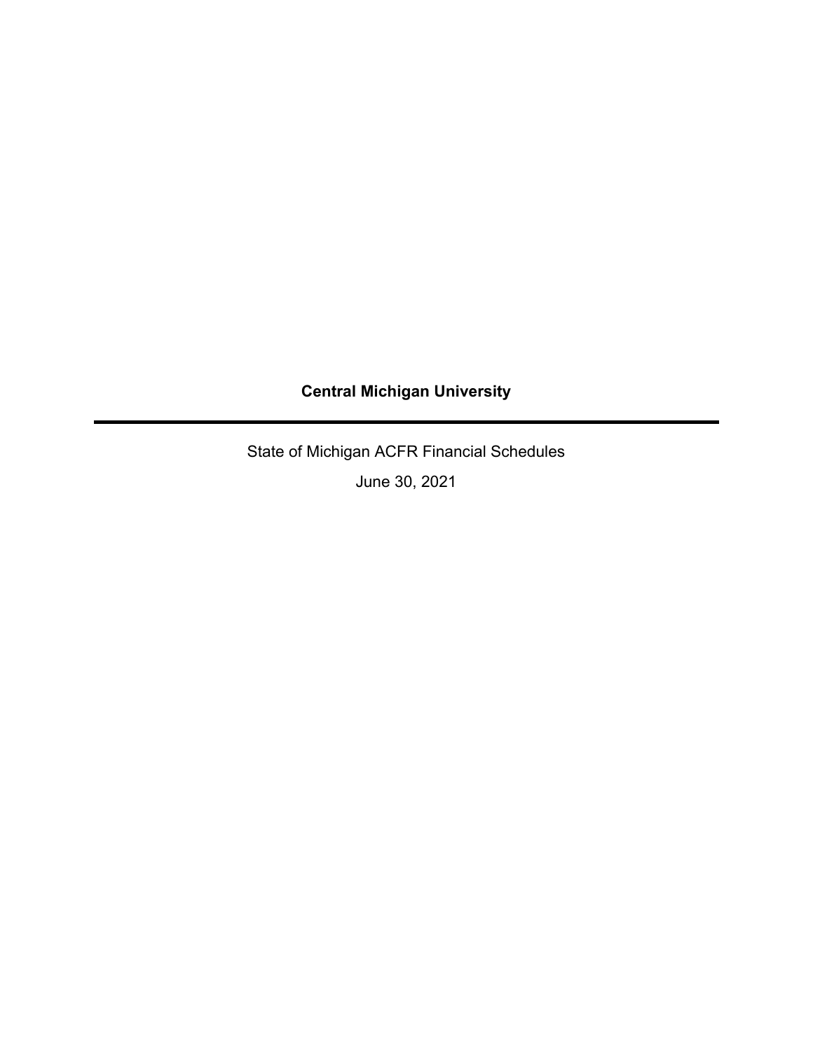**Central Michigan University**

---

State of Michigan ACFR Financial Schedules

June 30, 2021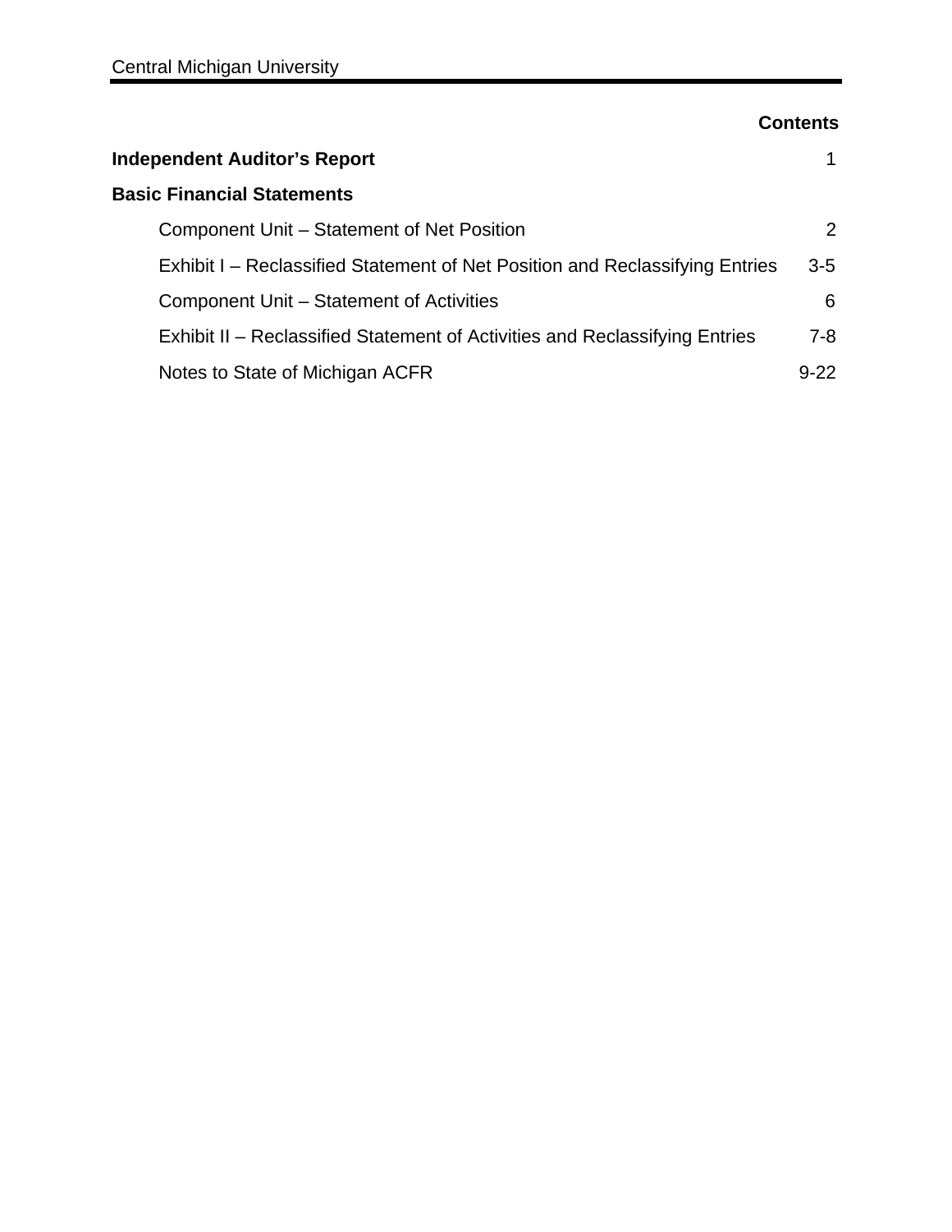## Contents

| | |
|---|---|
| **Independent Auditor's Report** | 1 |
| **Basic Financial Statements** | |
| Component Unit – Statement of Net Position | 2 |
| Exhibit I – Reclassified Statement of Net Position and Reclassifying Entries | 3-5 |
| Component Unit – Statement of Activities | 6 |
| Exhibit II – Reclassified Statement of Activities and Reclassifying Entries | 7-8 |
| Notes to State of Michigan ACFR | 9-22 |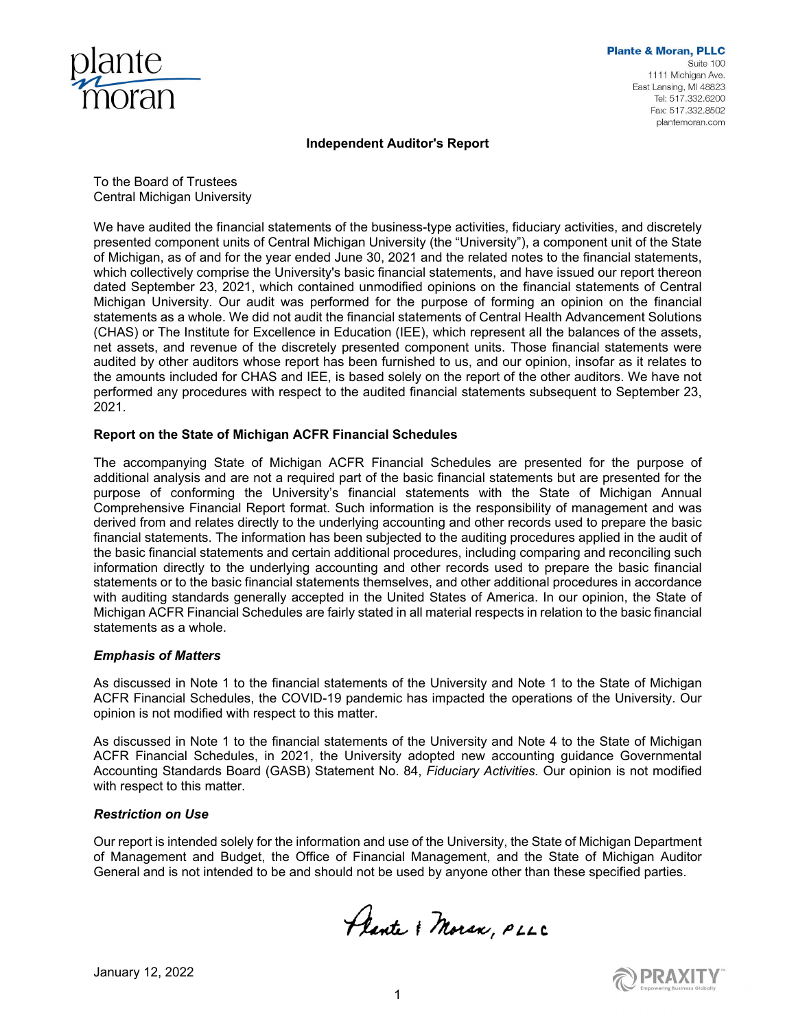Plante & Moran, PLLC
Suite 100
1111 Michigan Ave.
East Lansing, MI 48823
Tel: 517.332.6200
Fax: 517.332.8502
plantemoran.com

## Independent Auditor's Report

To the Board of Trustees
Central Michigan University

We have audited the financial statements of the business-type activities, fiduciary activities, and discretely presented component units of Central Michigan University (the "University"), a component unit of the State of Michigan, as of and for the year ended June 30, 2021 and the related notes to the financial statements, which collectively comprise the University's basic financial statements, and have issued our report thereon dated September 23, 2021, which contained unmodified opinions on the financial statements of Central Michigan University. Our audit was performed for the purpose of forming an opinion on the financial statements as a whole. We did not audit the financial statements of Central Health Advancement Solutions (CHAS) or The Institute for Excellence in Education (IEE), which represent all the balances of the assets, net assets, and revenue of the discretely presented component units. Those financial statements were audited by other auditors whose report has been furnished to us, and our opinion, insofar as it relates to the amounts included for CHAS and IEE, is based solely on the report of the other auditors. We have not performed any procedures with respect to the audited financial statements subsequent to September 23, 2021.

### Report on the State of Michigan ACFR Financial Schedules

The accompanying State of Michigan ACFR Financial Schedules are presented for the purpose of additional analysis and are not a required part of the basic financial statements but are presented for the purpose of conforming the University's financial statements with the State of Michigan Annual Comprehensive Financial Report format. Such information is the responsibility of management and was derived from and relates directly to the underlying accounting and other records used to prepare the basic financial statements. The information has been subjected to the auditing procedures applied in the audit of the basic financial statements and certain additional procedures, including comparing and reconciling such information directly to the underlying accounting and other records used to prepare the basic financial statements or to the basic financial statements themselves, and other additional procedures in accordance with auditing standards generally accepted in the United States of America. In our opinion, the State of Michigan ACFR Financial Schedules are fairly stated in all material respects in relation to the basic financial statements as a whole.

### *Emphasis of Matters*

As discussed in Note 1 to the financial statements of the University and Note 1 to the State of Michigan ACFR Financial Schedules, the COVID-19 pandemic has impacted the operations of the University. Our opinion is not modified with respect to this matter.

As discussed in Note 1 to the financial statements of the University and Note 4 to the State of Michigan ACFR Financial Schedules, in 2021, the University adopted new accounting guidance Governmental Accounting Standards Board (GASB) Statement No. 84, *Fiduciary Activities.* Our opinion is not modified with respect to this matter.

### *Restriction on Use*

Our report is intended solely for the information and use of the University, the State of Michigan Department of Management and Budget, the Office of Financial Management, and the State of Michigan Auditor General and is not intended to be and should not be used by anyone other than these specified parties.

Plante & Moran, PLLC

January 12, 2022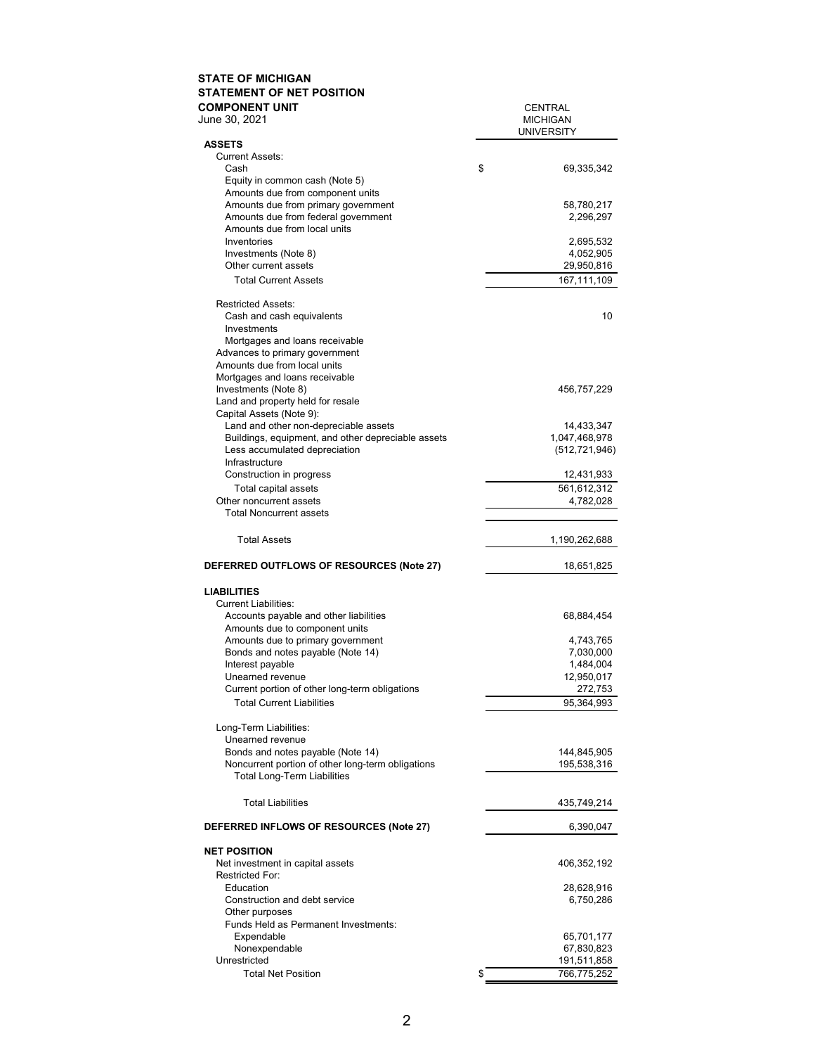**STATE OF MICHIGAN**
**STATEMENT OF NET POSITION**
**COMPONENT UNIT**
June 30, 2021

| | CENTRAL MICHIGAN UNIVERSITY |
|---|---|
| **ASSETS** | |
| Current Assets: | |
| Cash | $ 69,335,342 |
| Equity in common cash (Note 5) | |
| Amounts due from component units | |
| Amounts due from primary government | 58,780,217 |
| Amounts due from federal government | 2,296,297 |
| Amounts due from local units | |
| Inventories | 2,695,532 |
| Investments (Note 8) | 4,052,905 |
| Other current assets | 29,950,816 |
| Total Current Assets | 167,111,109 |
| Restricted Assets: | |
| Cash and cash equivalents | 10 |
| Investments | |
| Mortgages and loans receivable | |
| Advances to primary government | |
| Amounts due from local units | |
| Mortgages and loans receivable | |
| Investments (Note 8) | 456,757,229 |
| Land and property held for resale | |
| Capital Assets (Note 9): | |
| Land and other non-depreciable assets | 14,433,347 |
| Buildings, equipment, and other depreciable assets | 1,047,468,978 |
| Less accumulated depreciation | (512,721,946) |
| Infrastructure | |
| Construction in progress | 12,431,933 |
| Total capital assets | 561,612,312 |
| Other noncurrent assets | 4,782,028 |
| Total Noncurrent assets | |
| Total Assets | 1,190,262,688 |
| **DEFERRED OUTFLOWS OF RESOURCES (Note 27)** | 18,651,825 |
| **LIABILITIES** | |
| Current Liabilities: | |
| Accounts payable and other liabilities | 68,884,454 |
| Amounts due to component units | |
| Amounts due to primary government | 4,743,765 |
| Bonds and notes payable (Note 14) | 7,030,000 |
| Interest payable | 1,484,004 |
| Unearned revenue | 12,950,017 |
| Current portion of other long-term obligations | 272,753 |
| Total Current Liabilities | 95,364,993 |
| Long-Term Liabilities: | |
| Unearned revenue | |
| Bonds and notes payable (Note 14) | 144,845,905 |
| Noncurrent portion of other long-term obligations | 195,538,316 |
| Total Long-Term Liabilities | |
| Total Liabilities | 435,749,214 |
| **DEFERRED INFLOWS OF RESOURCES (Note 27)** | 6,390,047 |
| **NET POSITION** | |
| Net investment in capital assets | 406,352,192 |
| Restricted For: | |
| Education | 28,628,916 |
| Construction and debt service | 6,750,286 |
| Other purposes | |
| Funds Held as Permanent Investments: | |
| Expendable | 65,701,177 |
| Nonexpendable | 67,830,823 |
| Unrestricted | 191,511,858 |
| Total Net Position | $ 766,775,252 |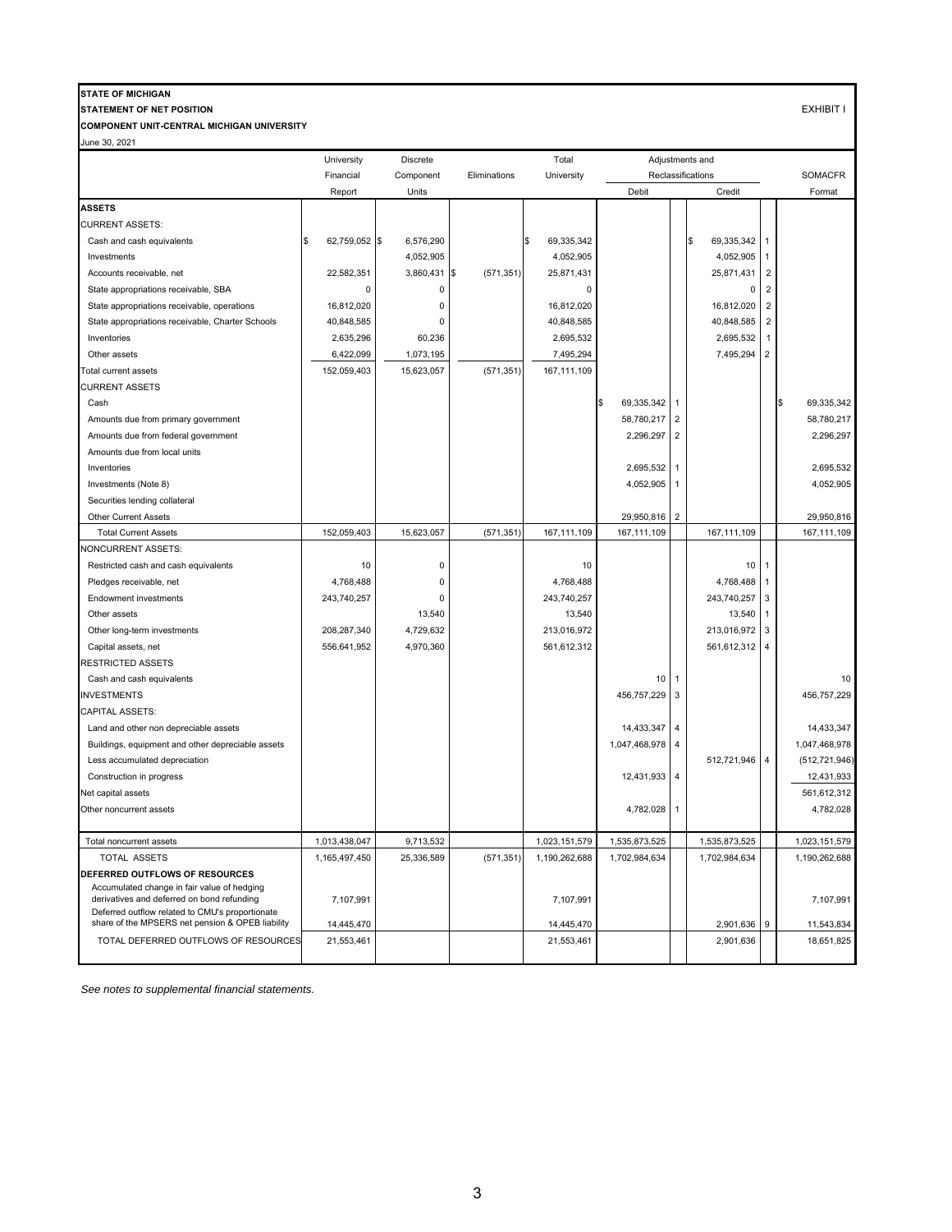**STATE OF MICHIGAN**
**STATEMENT OF NET POSITION**
**COMPONENT UNIT-CENTRAL MICHIGAN UNIVERSITY**

EXHIBIT I

June 30, 2021

| | University Financial Report | Discrete Component Units | Eliminations | Total University | Adjustments and Reclassifications Debit | | Adjustments and Reclassifications Credit | | SOMACFR Format |
|---|---|---|---|---|---|---|---|---|---|
| **ASSETS** | | | | | | | | | |
| CURRENT ASSETS: | | | | | | | | | |
| Cash and cash equivalents | $ 62,759,052 | $ 6,576,290 | | $ 69,335,342 | | | $ 69,335,342 | 1 | |
| Investments | | 4,052,905 | | 4,052,905 | | | 4,052,905 | 1 | |
| Accounts receivable, net | 22,582,351 | 3,860,431 | $ (571,351) | 25,871,431 | | | 25,871,431 | 2 | |
| State appropriations receivable, SBA | 0 | 0 | | 0 | | | 0 | 2 | |
| State appropriations receivable, operations | 16,812,020 | 0 | | 16,812,020 | | | 16,812,020 | 2 | |
| State appropriations receivable, Charter Schools | 40,848,585 | 0 | | 40,848,585 | | | 40,848,585 | 2 | |
| Inventories | 2,635,296 | 60,236 | | 2,695,532 | | | 2,695,532 | 1 | |
| Other assets | 6,422,099 | 1,073,195 | | 7,495,294 | | | 7,495,294 | 2 | |
| Total current assets | 152,059,403 | 15,623,057 | (571,351) | 167,111,109 | | | | | |
| CURRENT ASSETS | | | | | | | | | |
| Cash | | | | | $ 69,335,342 | 1 | | | $ 69,335,342 |
| Amounts due from primary government | | | | | 58,780,217 | 2 | | | 58,780,217 |
| Amounts due from federal government | | | | | 2,296,297 | 2 | | | 2,296,297 |
| Amounts due from local units | | | | | | | | | |
| Inventories | | | | | 2,695,532 | 1 | | | 2,695,532 |
| Investments (Note 8) | | | | | 4,052,905 | 1 | | | 4,052,905 |
| Securities lending collateral | | | | | | | | | |
| Other Current Assets | | | | | 29,950,816 | 2 | | | 29,950,816 |
| Total Current Assets | 152,059,403 | 15,623,057 | (571,351) | 167,111,109 | 167,111,109 | | 167,111,109 | | 167,111,109 |
| NONCURRENT ASSETS: | | | | | | | | | |
| Restricted cash and cash equivalents | 10 | 0 | | 10 | | | 10 | 1 | |
| Pledges receivable, net | 4,768,488 | 0 | | 4,768,488 | | | 4,768,488 | 1 | |
| Endowment investments | 243,740,257 | 0 | | 243,740,257 | | | 243,740,257 | 3 | |
| Other assets | | 13,540 | | 13,540 | | | 13,540 | 1 | |
| Other long-term investments | 208,287,340 | 4,729,632 | | 213,016,972 | | | 213,016,972 | 3 | |
| Capital assets, net | 556,641,952 | 4,970,360 | | 561,612,312 | | | 561,612,312 | 4 | |
| RESTRICTED ASSETS | | | | | | | | | |
| Cash and cash equivalents | | | | | 10 | 1 | | | 10 |
| INVESTMENTS | | | | | 456,757,229 | 3 | | | 456,757,229 |
| CAPITAL ASSETS: | | | | | | | | | |
| Land and other non depreciable assets | | | | | 14,433,347 | 4 | | | 14,433,347 |
| Buildings, equipment and other depreciable assets | | | | | 1,047,468,978 | 4 | | | 1,047,468,978 |
| Less accumulated depreciation | | | | | | | 512,721,946 | 4 | (512,721,946) |
| Construction in progress | | | | | 12,431,933 | 4 | | | 12,431,933 |
| Net capital assets | | | | | | | | | 561,612,312 |
| Other noncurrent assets | | | | | 4,782,028 | 1 | | | 4,782,028 |
| Total noncurrent assets | 1,013,438,047 | 9,713,532 | | 1,023,151,579 | 1,535,873,525 | | 1,535,873,525 | | 1,023,151,579 |
| TOTAL ASSETS | 1,165,497,450 | 25,336,589 | (571,351) | 1,190,262,688 | 1,702,984,634 | | 1,702,984,634 | | 1,190,262,688 |
| **DEFERRED OUTFLOWS OF RESOURCES** | | | | | | | | | |
| Accumulated change in fair value of hedging derivatives and deferred on bond refunding | 7,107,991 | | | 7,107,991 | | | | | 7,107,991 |
| Deferred outflow related to CMU's proportionate share of the MPSERS net pension & OPEB liability | 14,445,470 | | | 14,445,470 | | | 2,901,636 | 9 | 11,543,834 |
| TOTAL DEFERRED OUTFLOWS OF RESOURCES | 21,553,461 | | | 21,553,461 | | | 2,901,636 | | 18,651,825 |

*See notes to supplemental financial statements.*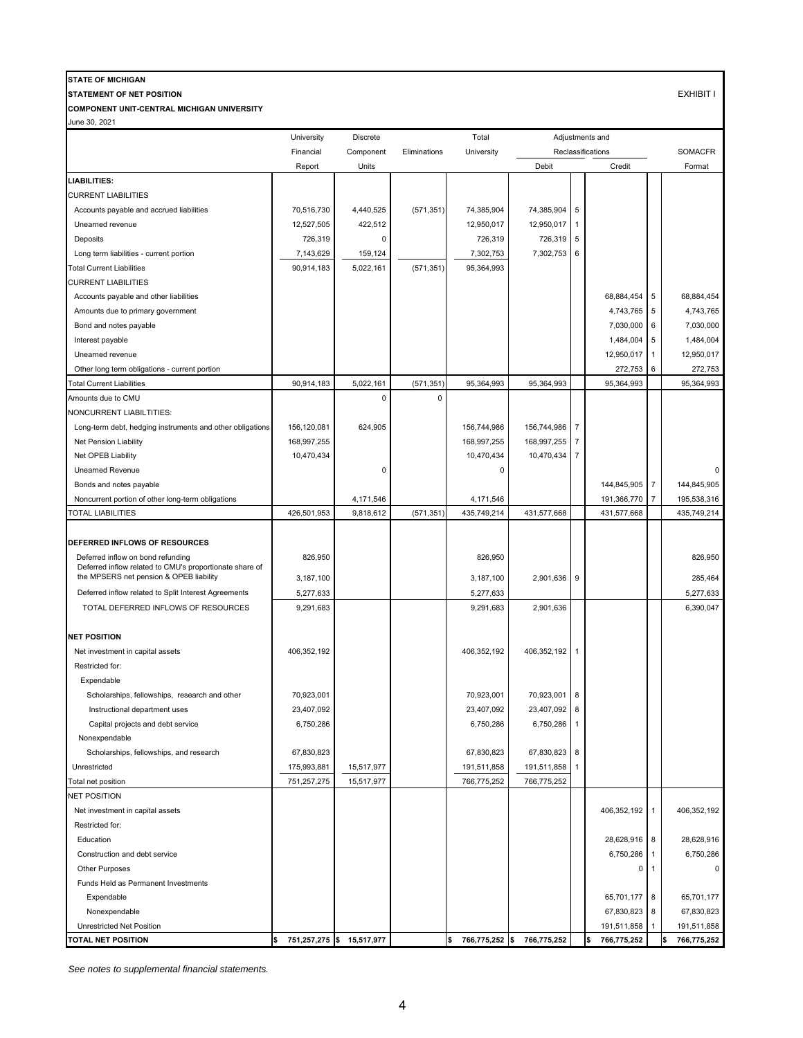**STATE OF MICHIGAN**

**STATEMENT OF NET POSITION**

**COMPONENT UNIT-CENTRAL MICHIGAN UNIVERSITY**

June 30, 2021

EXHIBIT I

| | University Financial Report | Discrete Component Units | Eliminations | Total University | Adjustments and Reclassifications Debit | | Adjustments and Reclassifications Credit | | SOMACFR Format |
|---|---|---|---|---|---|---|---|---|---|
| **LIABILITIES:** | | | | | | | | | |
| CURRENT LIABILITIES | | | | | | | | | |
| Accounts payable and accrued liabilities | 70,516,730 | 4,440,525 | (571,351) | 74,385,904 | 74,385,904 | 5 | | | |
| Unearned revenue | 12,527,505 | 422,512 | | 12,950,017 | 12,950,017 | 1 | | | |
| Deposits | 726,319 | 0 | | 726,319 | 726,319 | 5 | | | |
| Long term liabilities - current portion | 7,143,629 | 159,124 | | 7,302,753 | 7,302,753 | 6 | | | |
| Total Current Liabilities | 90,914,183 | 5,022,161 | (571,351) | 95,364,993 | | | | | |
| CURRENT LIABILITIES | | | | | | | | | |
| Accounts payable and other liabilities | | | | | | | 68,884,454 | 5 | 68,884,454 |
| Amounts due to primary government | | | | | | | 4,743,765 | 5 | 4,743,765 |
| Bond and notes payable | | | | | | | 7,030,000 | 6 | 7,030,000 |
| Interest payable | | | | | | | 1,484,004 | 5 | 1,484,004 |
| Unearned revenue | | | | | | | 12,950,017 | 1 | 12,950,017 |
| Other long term obligations - current portion | | | | | | | 272,753 | 6 | 272,753 |
| Total Current Liabilities | 90,914,183 | 5,022,161 | (571,351) | 95,364,993 | 95,364,993 | | 95,364,993 | | 95,364,993 |
| Amounts due to CMU | | 0 | 0 | | | | | | |
| NONCURRENT LIABILTITIES: | | | | | | | | | |
| Long-term debt, hedging instruments and other obligations | 156,120,081 | 624,905 | | 156,744,986 | 156,744,986 | 7 | | | |
| Net Pension Liability | 168,997,255 | | | 168,997,255 | 168,997,255 | 7 | | | |
| Net OPEB Liability | 10,470,434 | | | 10,470,434 | 10,470,434 | 7 | | | |
| Unearned Revenue | | 0 | | 0 | | | | | 0 |
| Bonds and notes payable | | | | | | | 144,845,905 | 7 | 144,845,905 |
| Noncurrent portion of other long-term obligations | | 4,171,546 | | 4,171,546 | | | 191,366,770 | 7 | 195,538,316 |
| TOTAL LIABILITIES | 426,501,953 | 9,818,612 | (571,351) | 435,749,214 | 431,577,668 | | 431,577,668 | | 435,749,214 |
| **DEFERRED INFLOWS OF RESOURCES** | | | | | | | | | |
| Deferred inflow on bond refunding | 826,950 | | | 826,950 | | | | | 826,950 |
| Deferred inflow related to CMU's proportionate share of the MPSERS net pension & OPEB liability | 3,187,100 | | | 3,187,100 | 2,901,636 | 9 | | | 285,464 |
| Deferred inflow related to Split Interest Agreements | 5,277,633 | | | 5,277,633 | | | | | 5,277,633 |
| TOTAL DEFERRED INFLOWS OF RESOURCES | 9,291,683 | | | 9,291,683 | 2,901,636 | | | | 6,390,047 |
| **NET POSITION** | | | | | | | | | |
| Net investment in capital assets | 406,352,192 | | | 406,352,192 | 406,352,192 | 1 | | | |
| Restricted for: | | | | | | | | | |
| Expendable | | | | | | | | | |
| Scholarships, fellowships, research and other | 70,923,001 | | | 70,923,001 | 70,923,001 | 8 | | | |
| Instructional department uses | 23,407,092 | | | 23,407,092 | 23,407,092 | 8 | | | |
| Capital projects and debt service | 6,750,286 | | | 6,750,286 | 6,750,286 | 1 | | | |
| Nonexpendable | | | | | | | | | |
| Scholarships, fellowships, and research | 67,830,823 | | | 67,830,823 | 67,830,823 | 8 | | | |
| Unrestricted | 175,993,881 | 15,517,977 | | 191,511,858 | 191,511,858 | 1 | | | |
| Total net position | 751,257,275 | 15,517,977 | | 766,775,252 | 766,775,252 | | | | |
| NET POSITION | | | | | | | | | |
| Net investment in capital assets | | | | | | | 406,352,192 | 1 | 406,352,192 |
| Restricted for: | | | | | | | | | |
| Education | | | | | | | 28,628,916 | 8 | 28,628,916 |
| Construction and debt service | | | | | | | 6,750,286 | 1 | 6,750,286 |
| Other Purposes | | | | | | | 0 | 1 | 0 |
| Funds Held as Permanent Investments | | | | | | | | | |
| Expendable | | | | | | | 65,701,177 | 8 | 65,701,177 |
| Nonexpendable | | | | | | | 67,830,823 | 8 | 67,830,823 |
| Unrestricted Net Position | | | | | | | 191,511,858 | 1 | 191,511,858 |
| **TOTAL NET POSITION** | $ 751,257,275 | $ 15,517,977 | | $ 766,775,252 | $ 766,775,252 | | $ 766,775,252 | | $ 766,775,252 |

*See notes to supplemental financial statements.*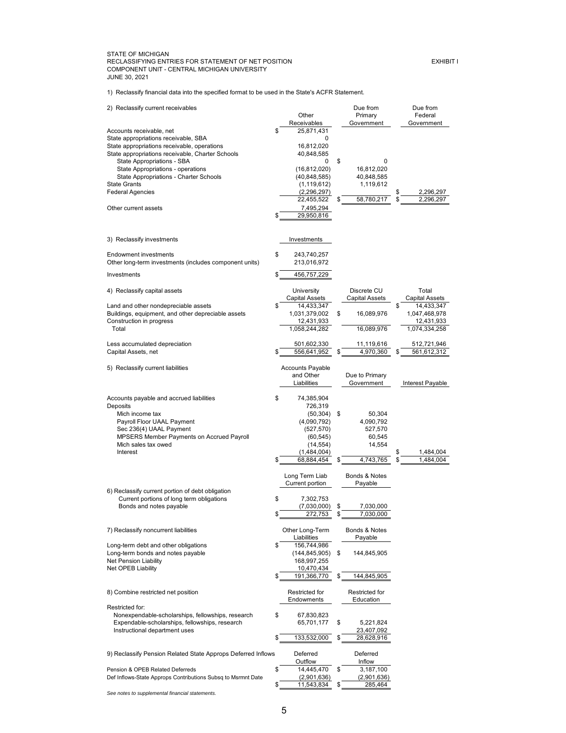STATE OF MICHIGAN
RECLASSIFYING ENTRIES FOR STATEMENT OF NET POSITION
COMPONENT UNIT - CENTRAL MICHIGAN UNIVERSITY
JUNE 30, 2021

EXHIBIT I

1) Reclassify financial data into the specified format to be used in the State's ACFR Statement.

| 2) Reclassify current receivables | Other Receivables | Due from Primary Government | Due from Federal Government |
|---|---|---|---|
| Accounts receivable, net | $ 25,871,431 | | |
| State appropriations receivable, SBA | 0 | | |
| State appropriations receivable, operations | 16,812,020 | | |
| State appropriations receivable, Charter Schools | 40,848,585 | | |
| State Appropriations - SBA | 0 | $ 0 | |
| State Appropriations - operations | (16,812,020) | 16,812,020 | |
| State Appropriations - Charter Schools | (40,848,585) | 40,848,585 | |
| State Grants | (1,119,612) | 1,119,612 | |
| Federal Agencies | (2,296,297) | | $ 2,296,297 |
| | 22,455,522 | $ 58,780,217 | $ 2,296,297 |
| Other current assets | 7,495,294 | | |
| | $ 29,950,816 | | |

| 3) Reclassify investments | Investments |
|---|---|
| Endowment investments | $ 243,740,257 |
| Other long-term investments (includes component units) | 213,016,972 |
| Investments | $ 456,757,229 |

| 4) Reclassify capital assets | University Capital Assets | Discrete CU Capital Assets | Total Capital Assets |
|---|---|---|---|
| Land and other nondepreciable assets | $ 14,433,347 | | $ 14,433,347 |
| Buildings, equipment, and other depreciable assets | 1,031,379,002 | $ 16,089,976 | 1,047,468,978 |
| Construction in progress | 12,431,933 | | 12,431,933 |
| Total | 1,058,244,282 | 16,089,976 | 1,074,334,258 |
| Less accumulated depreciation | 501,602,330 | 11,119,616 | 512,721,946 |
| Capital Assets, net | $ 556,641,952 | $ 4,970,360 | $ 561,612,312 |

| 5) Reclassify current liabilities | Accounts Payable and Other Liabilities | Due to Primary Government | Interest Payable |
|---|---|---|---|
| Accounts payable and accrued liabilities | $ 74,385,904 | | |
| Deposits | 726,319 | | |
| Mich income tax | (50,304) | $ 50,304 | |
| Payroll Floor UAAL Payment | (4,090,792) | 4,090,792 | |
| Sec 236(4) UAAL Payment | (527,570) | 527,570 | |
| MPSERS Member Payments on Accrued Payroll | (60,545) | 60,545 | |
| Mich sales tax owed | (14,554) | 14,554 | |
| Interest | (1,484,004) | | $ 1,484,004 |
| | $ 68,884,454 | $ 4,743,765 | $ 1,484,004 |

| 6) Reclassify current portion of debt obligation | Long Term Liab Current portion | Bonds & Notes Payable |
|---|---|---|
| Current portions of long term obligations | $ 7,302,753 | |
| Bonds and notes payable | (7,030,000) | $ 7,030,000 |
| | $ 272,753 | $ 7,030,000 |

| 7) Reclassify noncurrent liabilities | Other Long-Term Liabilities | Bonds & Notes Payable |
|---|---|---|
| Long-term debt and other obligations | $ 156,744,986 | |
| Long-term bonds and notes payable | (144,845,905) | $ 144,845,905 |
| Net Pension Liability | 168,997,255 | |
| Net OPEB Liability | 10,470,434 | |
| | $ 191,366,770 | $ 144,845,905 |

| 8) Combine restricted net position | Restricted for Endowments | Restricted for Education |
|---|---|---|
| Restricted for: | | |
| Nonexpendable-scholarships, fellowships, research | $ 67,830,823 | |
| Expendable-scholarships, fellowships, research | 65,701,177 | $ 5,221,824 |
| Instructional department uses | | 23,407,092 |
| | $ 133,532,000 | $ 28,628,916 |

| 9) Reclassify Pension Related State Approps Deferred Inflows | Deferred Outflow | Deferred Inflow |
|---|---|---|
| Pension & OPEB Related Deferreds | $ 14,445,470 | $ 3,187,100 |
| Def Inflows-State Approps Contributions Subsq to Msrmnt Date | (2,901,636) | (2,901,636) |
| | $ 11,543,834 | $ 285,464 |

*See notes to supplemental financial statements.*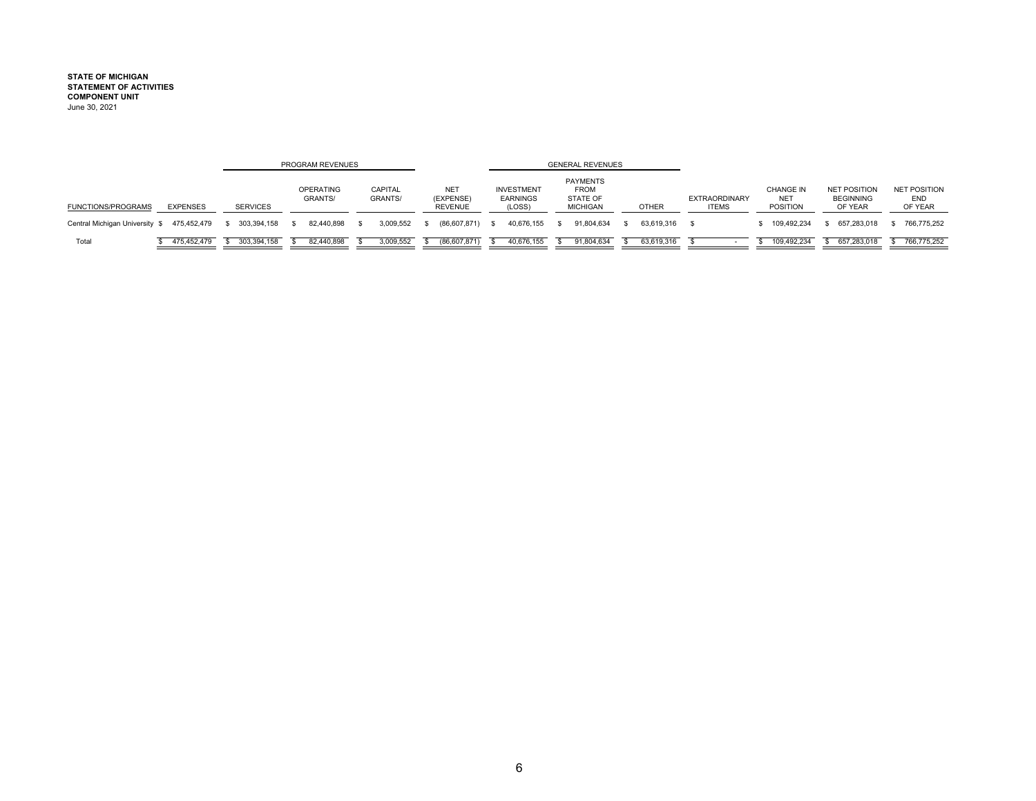**STATE OF MICHIGAN**
**STATEMENT OF ACTIVITIES**
**COMPONENT UNIT**
June 30, 2021

| | | PROGRAM REVENUES | | | | GENERAL REVENUES | | | | | | |
|---|---|---|---|---|---|---|---|---|---|---|---|---|
| FUNCTIONS/PROGRAMS | EXPENSES | SERVICES | OPERATING GRANTS/ | CAPITAL GRANTS/ | NET (EXPENSE) REVENUE | INVESTMENT EARNINGS (LOSS) | PAYMENTS FROM STATE OF MICHIGAN | OTHER | EXTRAORDINARY ITEMS | CHANGE IN NET POSITION | NET POSITION BEGINNING OF YEAR | NET POSITION END OF YEAR |
| Central Michigan University | $ 475,452,479 | $ 303,394,158 | $ 82,440,898 | $ 3,009,552 | $ (86,607,871) | $ 40,676,155 | $ 91,804,634 | $ 63,619,316 | $ | $ 109,492,234 | $ 657,283,018 | $ 766,775,252 |
| Total | $ 475,452,479 | $ 303,394,158 | $ 82,440,898 | $ 3,009,552 | $ (86,607,871) | $ 40,676,155 | $ 91,804,634 | $ 63,619,316 | $ - | $ 109,492,234 | $ 657,283,018 | $ 766,775,252 |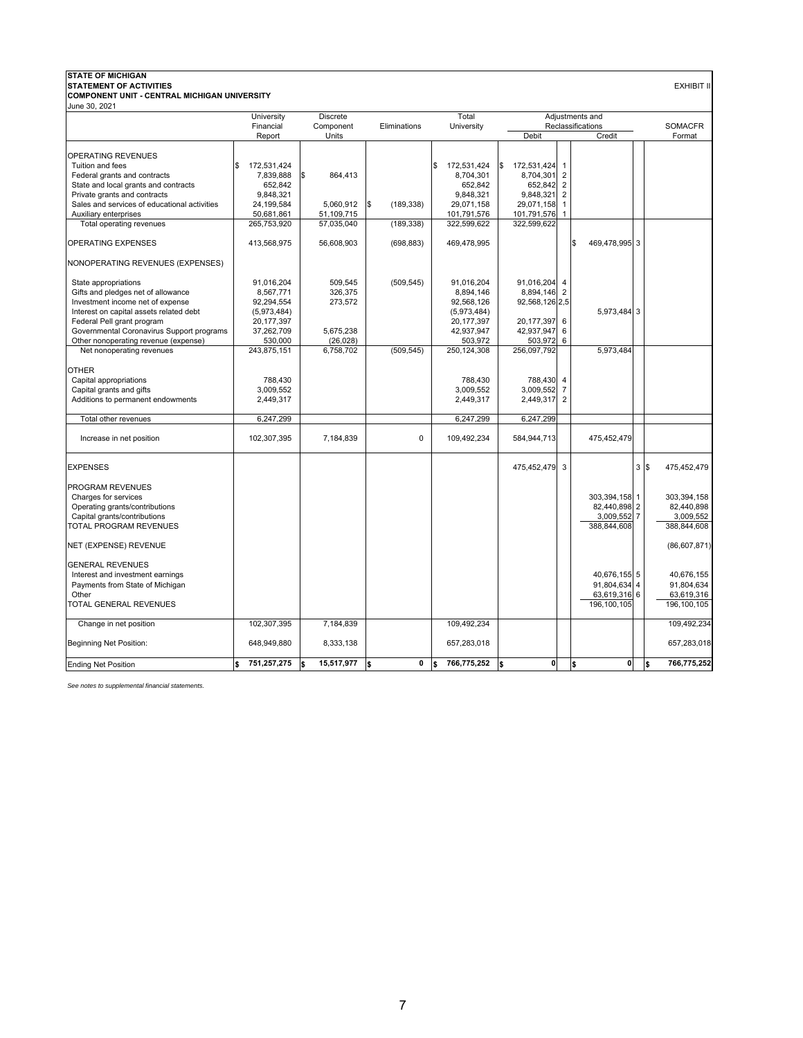**STATE OF MICHIGAN**
**STATEMENT OF ACTIVITIES**
**COMPONENT UNIT - CENTRAL MICHIGAN UNIVERSITY**
June 30, 2021

EXHIBIT II

| | University Financial Report | Discrete Component Units | Eliminations | Total University | Adjustments and Reclassifications Debit | | Adjustments and Reclassifications Credit | | SOMACFR Format |
|---|---|---|---|---|---|---|---|---|---|
| OPERATING REVENUES | | | | | | | | | |
| Tuition and fees | $ 172,531,424 | | | $ 172,531,424 | $ 172,531,424 | 1 | | | |
| Federal grants and contracts | 7,839,888 | $ 864,413 | | 8,704,301 | 8,704,301 | 2 | | | |
| State and local grants and contracts | 652,842 | | | 652,842 | 652,842 | 2 | | | |
| Private grants and contracts | 9,848,321 | | | 9,848,321 | 9,848,321 | 2 | | | |
| Sales and services of educational activities | 24,199,584 | 5,060,912 | $ (189,338) | 29,071,158 | 29,071,158 | 1 | | | |
| Auxiliary enterprises | 50,681,861 | 51,109,715 | | 101,791,576 | 101,791,576 | 1 | | | |
| Total operating revenues | 265,753,920 | 57,035,040 | (189,338) | 322,599,622 | 322,599,622 | | | | |
| OPERATING EXPENSES | 413,568,975 | 56,608,903 | (698,883) | 469,478,995 | | | $ 469,478,995 | 3 | |
| NONOPERATING REVENUES (EXPENSES) | | | | | | | | | |
| State appropriations | 91,016,204 | 509,545 | (509,545) | 91,016,204 | 91,016,204 | 4 | | | |
| Gifts and pledges net of allowance | 8,567,771 | 326,375 | | 8,894,146 | 8,894,146 | 2 | | | |
| Investment income net of expense | 92,294,554 | 273,572 | | 92,568,126 | 92,568,126 | 2,5 | | | |
| Interest on capital assets related debt | (5,973,484) | | | (5,973,484) | | | 5,973,484 | 3 | |
| Federal Pell grant program | 20,177,397 | | | 20,177,397 | 20,177,397 | 6 | | | |
| Governmental Coronavirus Support programs | 37,262,709 | 5,675,238 | | 42,937,947 | 42,937,947 | 6 | | | |
| Other nonoperating revenue (expense) | 530,000 | (26,028) | | 503,972 | 503,972 | 6 | | | |
| Net nonoperating revenues | 243,875,151 | 6,758,702 | (509,545) | 250,124,308 | 256,097,792 | | 5,973,484 | | |
| OTHER | | | | | | | | | |
| Capital appropriations | 788,430 | | | 788,430 | 788,430 | 4 | | | |
| Capital grants and gifts | 3,009,552 | | | 3,009,552 | 3,009,552 | 7 | | | |
| Additions to permanent endowments | 2,449,317 | | | 2,449,317 | 2,449,317 | 2 | | | |
| Total other revenues | 6,247,299 | | | 6,247,299 | 6,247,299 | | | | |
| Increase in net position | 102,307,395 | 7,184,839 | 0 | 109,492,234 | 584,944,713 | | 475,452,479 | | |
| EXPENSES | | | | | 475,452,479 | 3 | | 3 | $ 475,452,479 |
| PROGRAM REVENUES | | | | | | | | | |
| Charges for services | | | | | | | 303,394,158 | 1 | 303,394,158 |
| Operating grants/contributions | | | | | | | 82,440,898 | 2 | 82,440,898 |
| Capital grants/contributions | | | | | | | 3,009,552 | 7 | 3,009,552 |
| TOTAL PROGRAM REVENUES | | | | | | | 388,844,608 | | 388,844,608 |
| NET (EXPENSE) REVENUE | | | | | | | | | (86,607,871) |
| GENERAL REVENUES | | | | | | | | | |
| Interest and investment earnings | | | | | | | 40,676,155 | 5 | 40,676,155 |
| Payments from State of Michigan | | | | | | | 91,804,634 | 4 | 91,804,634 |
| Other | | | | | | | 63,619,316 | 6 | 63,619,316 |
| TOTAL GENERAL REVENUES | | | | | | | 196,100,105 | | 196,100,105 |
| Change in net position | 102,307,395 | 7,184,839 | | 109,492,234 | | | | | 109,492,234 |
| Beginning Net Position: | 648,949,880 | 8,333,138 | | 657,283,018 | | | | | 657,283,018 |
| Ending Net Position | $ 751,257,275 | $ 15,517,977 | $ 0 | $ 766,775,252 | $ 0 | | $ 0 | | $ 766,775,252 |

*See notes to supplemental financial statements.*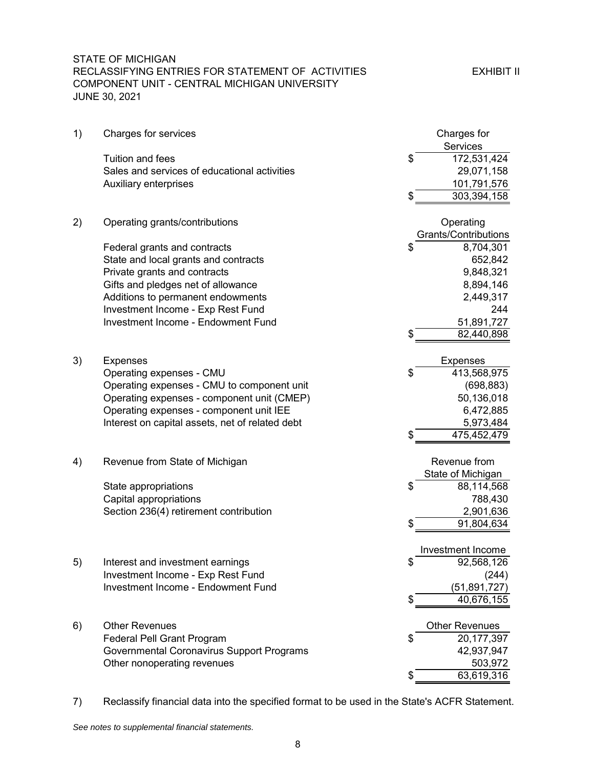STATE OF MICHIGAN
RECLASSIFYING ENTRIES FOR STATEMENT OF ACTIVITIES
COMPONENT UNIT - CENTRAL MICHIGAN UNIVERSITY
JUNE 30, 2021

EXHIBIT II

| | | | |
|---|---|---|---|
| 1) | Charges for services | | Charges for Services |
| | Tuition and fees | $ | 172,531,424 |
| | Sales and services of educational activities | | 29,071,158 |
| | Auxiliary enterprises | | 101,791,576 |
| | | $ | 303,394,158 |
| 2) | Operating grants/contributions | | Operating Grants/Contributions |
| | Federal grants and contracts | $ | 8,704,301 |
| | State and local grants and contracts | | 652,842 |
| | Private grants and contracts | | 9,848,321 |
| | Gifts and pledges net of allowance | | 8,894,146 |
| | Additions to permanent endowments | | 2,449,317 |
| | Investment Income - Exp Rest Fund | | 244 |
| | Investment Income - Endowment Fund | | 51,891,727 |
| | | $ | 82,440,898 |
| 3) | Expenses | | Expenses |
| | Operating expenses - CMU | $ | 413,568,975 |
| | Operating expenses - CMU to component unit | | (698,883) |
| | Operating expenses - component unit (CMEP) | | 50,136,018 |
| | Operating expenses - component unit IEE | | 6,472,885 |
| | Interest on capital assets, net of related debt | | 5,973,484 |
| | | $ | 475,452,479 |
| 4) | Revenue from State of Michigan | | Revenue from State of Michigan |
| | State appropriations | $ | 88,114,568 |
| | Capital appropriations | | 788,430 |
| | Section 236(4) retirement contribution | | 2,901,636 |
| | | $ | 91,804,634 |
| | | | Investment Income |
| 5) | Interest and investment earnings | $ | 92,568,126 |
| | Investment Income - Exp Rest Fund | | (244) |
| | Investment Income - Endowment Fund | | (51,891,727) |
| | | $ | 40,676,155 |
| 6) | Other Revenues | | Other Revenues |
| | Federal Pell Grant Program | $ | 20,177,397 |
| | Governmental Coronavirus Support Programs | | 42,937,947 |
| | Other nonoperating revenues | | 503,972 |
| | | $ | 63,619,316 |

7) Reclassify financial data into the specified format to be used in the State's ACFR Statement.

*See notes to supplemental financial statements.*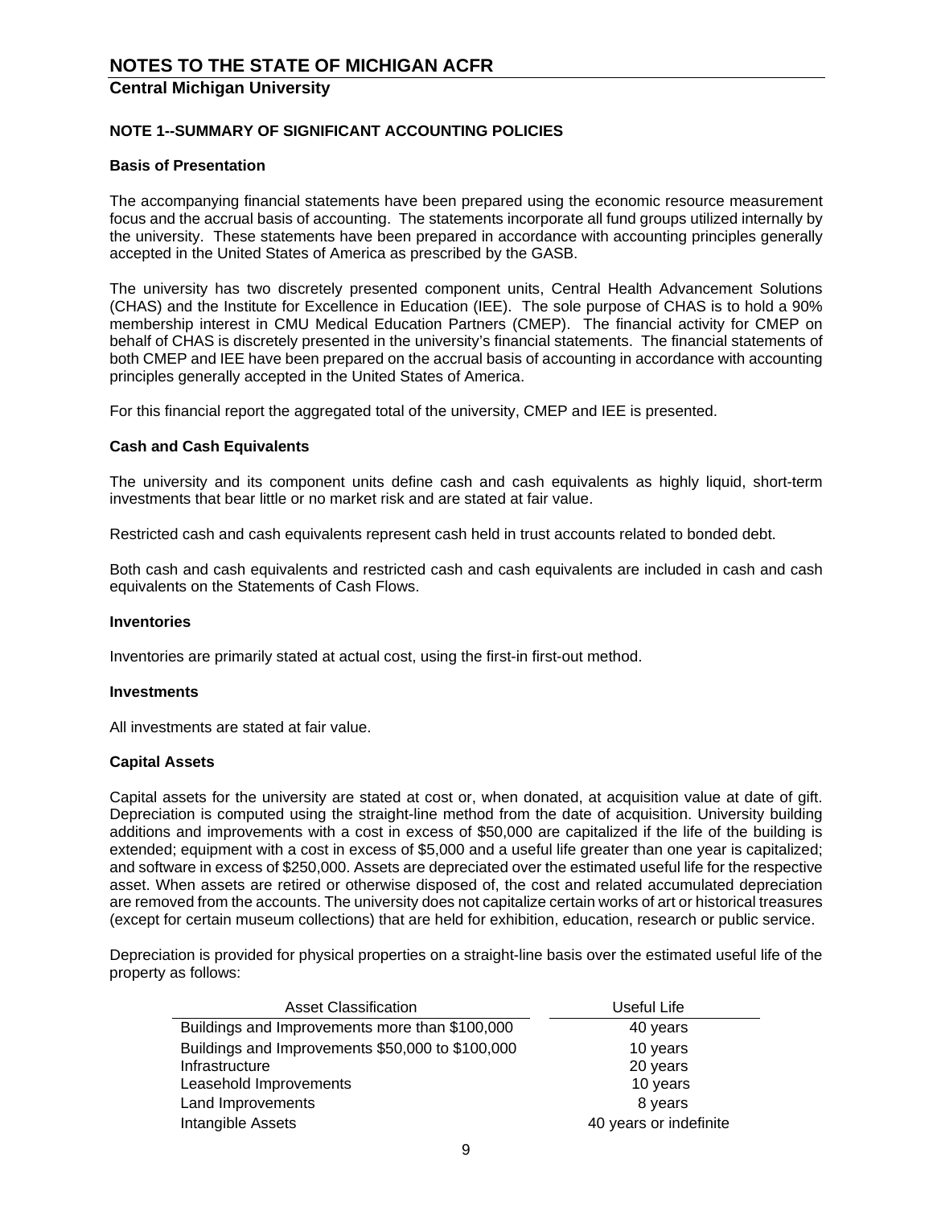# NOTES TO THE STATE OF MICHIGAN ACFR

## Central Michigan University

### NOTE 1--SUMMARY OF SIGNIFICANT ACCOUNTING POLICIES

**Basis of Presentation**

The accompanying financial statements have been prepared using the economic resource measurement focus and the accrual basis of accounting. The statements incorporate all fund groups utilized internally by the university. These statements have been prepared in accordance with accounting principles generally accepted in the United States of America as prescribed by the GASB.

The university has two discretely presented component units, Central Health Advancement Solutions (CHAS) and the Institute for Excellence in Education (IEE). The sole purpose of CHAS is to hold a 90% membership interest in CMU Medical Education Partners (CMEP). The financial activity for CMEP on behalf of CHAS is discretely presented in the university's financial statements. The financial statements of both CMEP and IEE have been prepared on the accrual basis of accounting in accordance with accounting principles generally accepted in the United States of America.

For this financial report the aggregated total of the university, CMEP and IEE is presented.

**Cash and Cash Equivalents**

The university and its component units define cash and cash equivalents as highly liquid, short-term investments that bear little or no market risk and are stated at fair value.

Restricted cash and cash equivalents represent cash held in trust accounts related to bonded debt.

Both cash and cash equivalents and restricted cash and cash equivalents are included in cash and cash equivalents on the Statements of Cash Flows.

**Inventories**

Inventories are primarily stated at actual cost, using the first-in first-out method.

**Investments**

All investments are stated at fair value.

**Capital Assets**

Capital assets for the university are stated at cost or, when donated, at acquisition value at date of gift. Depreciation is computed using the straight-line method from the date of acquisition. University building additions and improvements with a cost in excess of $50,000 are capitalized if the life of the building is extended; equipment with a cost in excess of $5,000 and a useful life greater than one year is capitalized; and software in excess of $250,000. Assets are depreciated over the estimated useful life for the respective asset. When assets are retired or otherwise disposed of, the cost and related accumulated depreciation are removed from the accounts. The university does not capitalize certain works of art or historical treasures (except for certain museum collections) that are held for exhibition, education, research or public service.

Depreciation is provided for physical properties on a straight-line basis over the estimated useful life of the property as follows:

| Asset Classification | Useful Life |
|---|---|
| Buildings and Improvements more than $100,000 | 40 years |
| Buildings and Improvements $50,000 to $100,000 | 10 years |
| Infrastructure | 20 years |
| Leasehold Improvements | 10 years |
| Land Improvements | 8 years |
| Intangible Assets | 40 years or indefinite |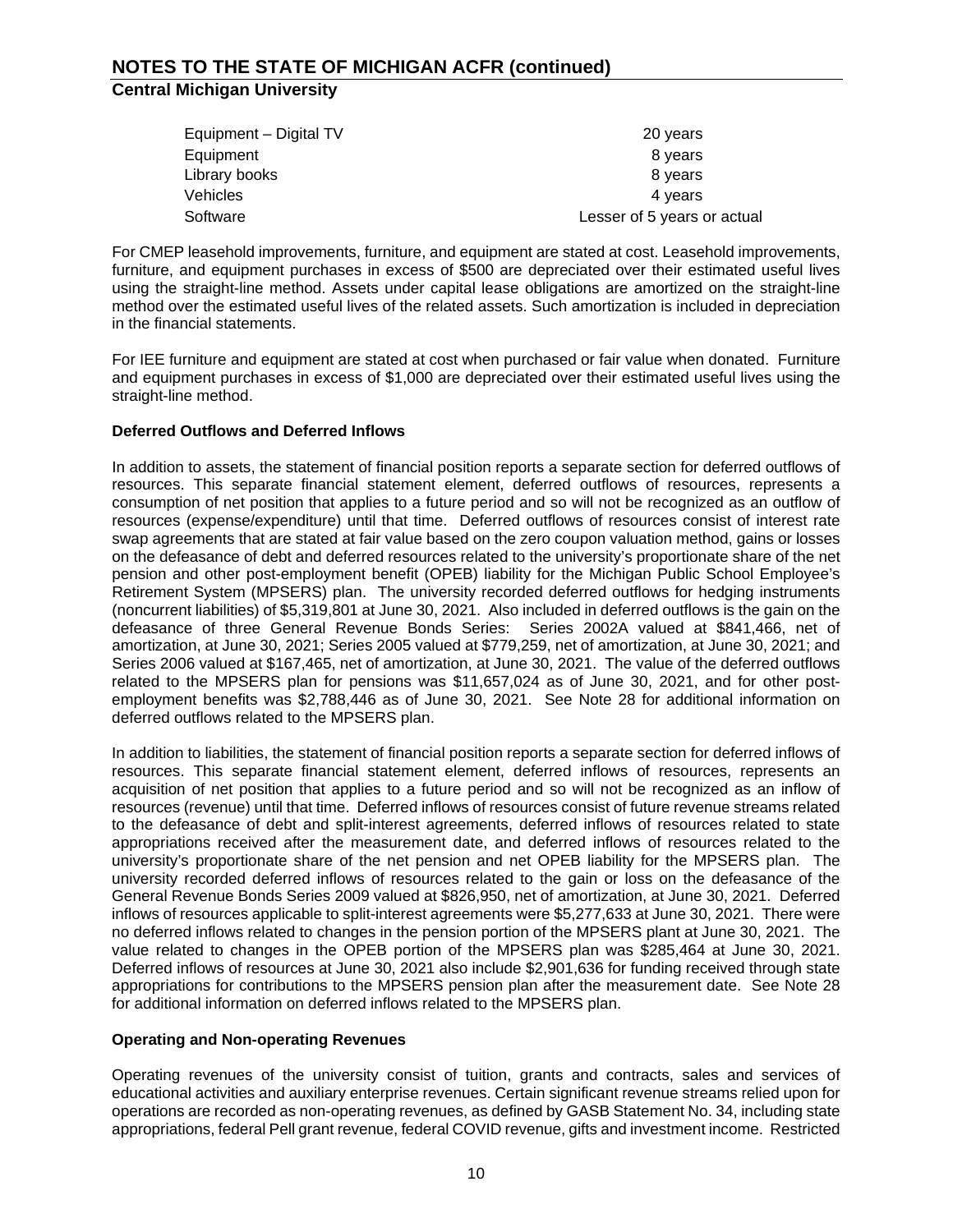| Asset | Useful Life |
| --- | --- |
| Equipment – Digital TV | 20 years |
| Equipment | 8 years |
| Library books | 8 years |
| Vehicles | 4 years |
| Software | Lesser of 5 years or actual |

For CMEP leasehold improvements, furniture, and equipment are stated at cost. Leasehold improvements, furniture, and equipment purchases in excess of $500 are depreciated over their estimated useful lives using the straight-line method. Assets under capital lease obligations are amortized on the straight-line method over the estimated useful lives of the related assets. Such amortization is included in depreciation in the financial statements.

For IEE furniture and equipment are stated at cost when purchased or fair value when donated. Furniture and equipment purchases in excess of $1,000 are depreciated over their estimated useful lives using the straight-line method.

**Deferred Outflows and Deferred Inflows**

In addition to assets, the statement of financial position reports a separate section for deferred outflows of resources. This separate financial statement element, deferred outflows of resources, represents a consumption of net position that applies to a future period and so will not be recognized as an outflow of resources (expense/expenditure) until that time. Deferred outflows of resources consist of interest rate swap agreements that are stated at fair value based on the zero coupon valuation method, gains or losses on the defeasance of debt and deferred resources related to the university's proportionate share of the net pension and other post-employment benefit (OPEB) liability for the Michigan Public School Employee's Retirement System (MPSERS) plan. The university recorded deferred outflows for hedging instruments (noncurrent liabilities) of $5,319,801 at June 30, 2021. Also included in deferred outflows is the gain on the defeasance of three General Revenue Bonds Series: Series 2002A valued at $841,466, net of amortization, at June 30, 2021; Series 2005 valued at $779,259, net of amortization, at June 30, 2021; and Series 2006 valued at $167,465, net of amortization, at June 30, 2021. The value of the deferred outflows related to the MPSERS plan for pensions was $11,657,024 as of June 30, 2021, and for other post-employment benefits was $2,788,446 as of June 30, 2021. See Note 28 for additional information on deferred outflows related to the MPSERS plan.

In addition to liabilities, the statement of financial position reports a separate section for deferred inflows of resources. This separate financial statement element, deferred inflows of resources, represents an acquisition of net position that applies to a future period and so will not be recognized as an inflow of resources (revenue) until that time. Deferred inflows of resources consist of future revenue streams related to the defeasance of debt and split-interest agreements, deferred inflows of resources related to state appropriations received after the measurement date, and deferred inflows of resources related to the university's proportionate share of the net pension and net OPEB liability for the MPSERS plan. The university recorded deferred inflows of resources related to the gain or loss on the defeasance of the General Revenue Bonds Series 2009 valued at $826,950, net of amortization, at June 30, 2021. Deferred inflows of resources applicable to split-interest agreements were $5,277,633 at June 30, 2021. There were no deferred inflows related to changes in the pension portion of the MPSERS plant at June 30, 2021. The value related to changes in the OPEB portion of the MPSERS plan was $285,464 at June 30, 2021. Deferred inflows of resources at June 30, 2021 also include $2,901,636 for funding received through state appropriations for contributions to the MPSERS pension plan after the measurement date. See Note 28 for additional information on deferred inflows related to the MPSERS plan.

**Operating and Non-operating Revenues**

Operating revenues of the university consist of tuition, grants and contracts, sales and services of educational activities and auxiliary enterprise revenues. Certain significant revenue streams relied upon for operations are recorded as non-operating revenues, as defined by GASB Statement No. 34, including state appropriations, federal Pell grant revenue, federal COVID revenue, gifts and investment income. Restricted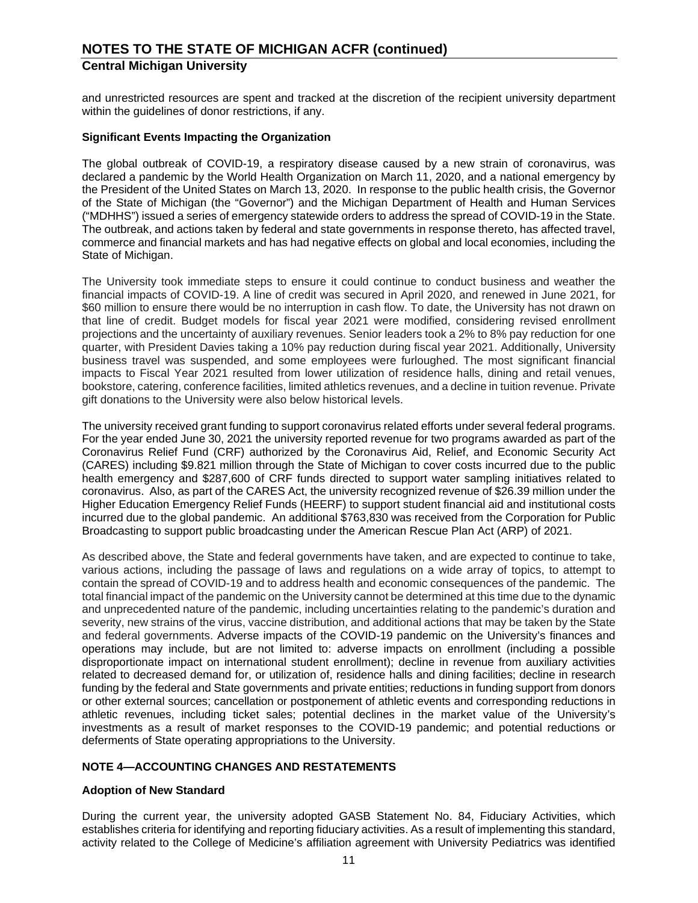and unrestricted resources are spent and tracked at the discretion of the recipient university department within the guidelines of donor restrictions, if any.

**Significant Events Impacting the Organization**

The global outbreak of COVID-19, a respiratory disease caused by a new strain of coronavirus, was declared a pandemic by the World Health Organization on March 11, 2020, and a national emergency by the President of the United States on March 13, 2020. In response to the public health crisis, the Governor of the State of Michigan (the "Governor") and the Michigan Department of Health and Human Services ("MDHHS") issued a series of emergency statewide orders to address the spread of COVID-19 in the State. The outbreak, and actions taken by federal and state governments in response thereto, has affected travel, commerce and financial markets and has had negative effects on global and local economies, including the State of Michigan.

The University took immediate steps to ensure it could continue to conduct business and weather the financial impacts of COVID-19. A line of credit was secured in April 2020, and renewed in June 2021, for $60 million to ensure there would be no interruption in cash flow. To date, the University has not drawn on that line of credit. Budget models for fiscal year 2021 were modified, considering revised enrollment projections and the uncertainty of auxiliary revenues. Senior leaders took a 2% to 8% pay reduction for one quarter, with President Davies taking a 10% pay reduction during fiscal year 2021. Additionally, University business travel was suspended, and some employees were furloughed. The most significant financial impacts to Fiscal Year 2021 resulted from lower utilization of residence halls, dining and retail venues, bookstore, catering, conference facilities, limited athletics revenues, and a decline in tuition revenue. Private gift donations to the University were also below historical levels.

The university received grant funding to support coronavirus related efforts under several federal programs. For the year ended June 30, 2021 the university reported revenue for two programs awarded as part of the Coronavirus Relief Fund (CRF) authorized by the Coronavirus Aid, Relief, and Economic Security Act (CARES) including $9.821 million through the State of Michigan to cover costs incurred due to the public health emergency and $287,600 of CRF funds directed to support water sampling initiatives related to coronavirus. Also, as part of the CARES Act, the university recognized revenue of $26.39 million under the Higher Education Emergency Relief Funds (HEERF) to support student financial aid and institutional costs incurred due to the global pandemic. An additional $763,830 was received from the Corporation for Public Broadcasting to support public broadcasting under the American Rescue Plan Act (ARP) of 2021.

As described above, the State and federal governments have taken, and are expected to continue to take, various actions, including the passage of laws and regulations on a wide array of topics, to attempt to contain the spread of COVID-19 and to address health and economic consequences of the pandemic. The total financial impact of the pandemic on the University cannot be determined at this time due to the dynamic and unprecedented nature of the pandemic, including uncertainties relating to the pandemic's duration and severity, new strains of the virus, vaccine distribution, and additional actions that may be taken by the State and federal governments. Adverse impacts of the COVID-19 pandemic on the University's finances and operations may include, but are not limited to: adverse impacts on enrollment (including a possible disproportionate impact on international student enrollment); decline in revenue from auxiliary activities related to decreased demand for, or utilization of, residence halls and dining facilities; decline in research funding by the federal and State governments and private entities; reductions in funding support from donors or other external sources; cancellation or postponement of athletic events and corresponding reductions in athletic revenues, including ticket sales; potential declines in the market value of the University's investments as a result of market responses to the COVID-19 pandemic; and potential reductions or deferments of State operating appropriations to the University.

## NOTE 4—ACCOUNTING CHANGES AND RESTATEMENTS

**Adoption of New Standard**

During the current year, the university adopted GASB Statement No. 84, Fiduciary Activities, which establishes criteria for identifying and reporting fiduciary activities. As a result of implementing this standard, activity related to the College of Medicine's affiliation agreement with University Pediatrics was identified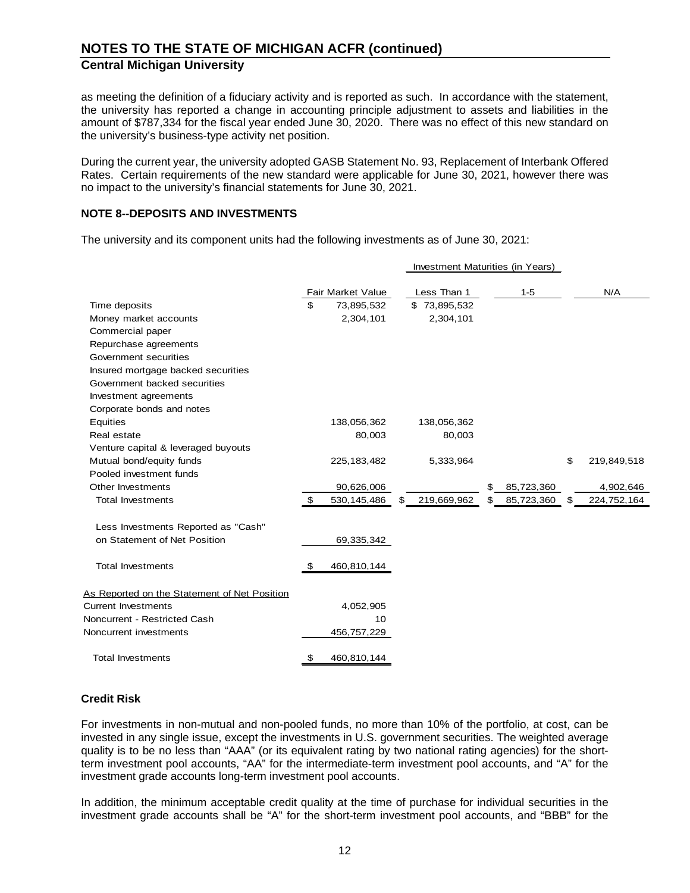## Central Michigan University

as meeting the definition of a fiduciary activity and is reported as such. In accordance with the statement, the university has reported a change in accounting principle adjustment to assets and liabilities in the amount of $787,334 for the fiscal year ended June 30, 2020. There was no effect of this new standard on the university's business-type activity net position.

During the current year, the university adopted GASB Statement No. 93, Replacement of Interbank Offered Rates. Certain requirements of the new standard were applicable for June 30, 2021, however there was no impact to the university's financial statements for June 30, 2021.

### NOTE 8--DEPOSITS AND INVESTMENTS

The university and its component units had the following investments as of June 30, 2021:

| | | Investment Maturities (in Years) | | |
|---|---|---|---|---|
| | Fair Market Value | Less Than 1 | 1-5 | N/A |
| Time deposits | $ 73,895,532 | $ 73,895,532 | | |
| Money market accounts | 2,304,101 | 2,304,101 | | |
| Commercial paper | | | | |
| Repurchase agreements | | | | |
| Government securities | | | | |
| Insured mortgage backed securities | | | | |
| Government backed securities | | | | |
| Investment agreements | | | | |
| Corporate bonds and notes | | | | |
| Equities | 138,056,362 | 138,056,362 | | |
| Real estate | 80,003 | 80,003 | | |
| Venture capital & leveraged buyouts | | | | |
| Mutual bond/equity funds | 225,183,482 | 5,333,964 | | $ 219,849,518 |
| Pooled investment funds | | | | |
| Other Investments | 90,626,006 | | $ 85,723,360 | 4,902,646 |
| Total Investments | $ 530,145,486 | $ 219,669,962 | $ 85,723,360 | $ 224,752,164 |
| Less Investments Reported as "Cash" on Statement of Net Position | 69,335,342 | | | |
| Total Investments | $ 460,810,144 | | | |
| As Reported on the Statement of Net Position | | | | |
| Current Investments | 4,052,905 | | | |
| Noncurrent - Restricted Cash | 10 | | | |
| Noncurrent investments | 456,757,229 | | | |
| Total Investments | $ 460,810,144 | | | |

### Credit Risk

For investments in non-mutual and non-pooled funds, no more than 10% of the portfolio, at cost, can be invested in any single issue, except the investments in U.S. government securities. The weighted average quality is to be no less than "AAA" (or its equivalent rating by two national rating agencies) for the short-term investment pool accounts, "AA" for the intermediate-term investment pool accounts, and "A" for the investment grade accounts long-term investment pool accounts.

In addition, the minimum acceptable credit quality at the time of purchase for individual securities in the investment grade accounts shall be "A" for the short-term investment pool accounts, and "BBB" for the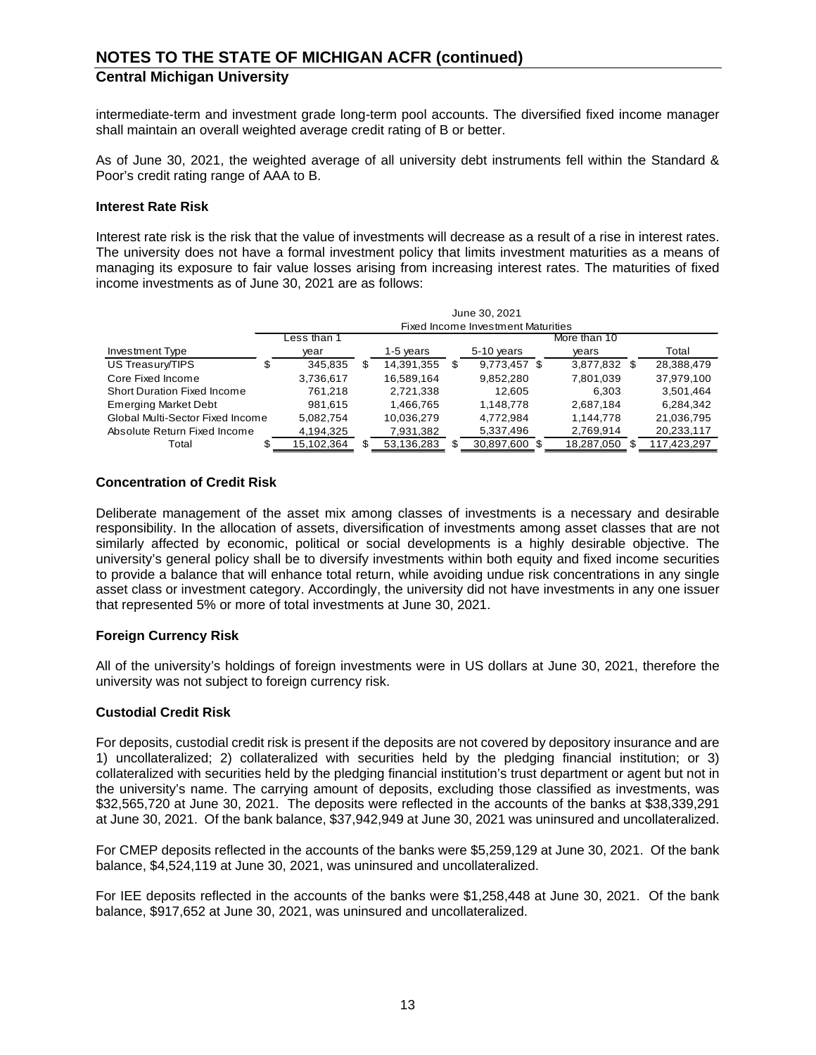intermediate-term and investment grade long-term pool accounts. The diversified fixed income manager shall maintain an overall weighted average credit rating of B or better.

As of June 30, 2021, the weighted average of all university debt instruments fell within the Standard & Poor's credit rating range of AAA to B.

### Interest Rate Risk

Interest rate risk is the risk that the value of investments will decrease as a result of a rise in interest rates. The university does not have a formal investment policy that limits investment maturities as a means of managing its exposure to fair value losses arising from increasing interest rates. The maturities of fixed income investments as of June 30, 2021 are as follows:

| | June 30, 2021 Fixed Income Investment Maturities | | | | |
|---|---|---|---|---|---|
| Investment Type | Less than 1 year | 1-5 years | 5-10 years | More than 10 years | Total |
| US Treasury/TIPS | $ 345,835 | $ 14,391,355 | $ 9,773,457 | $ 3,877,832 | $ 28,388,479 |
| Core Fixed Income | 3,736,617 | 16,589,164 | 9,852,280 | 7,801,039 | 37,979,100 |
| Short Duration Fixed Income | 761,218 | 2,721,338 | 12,605 | 6,303 | 3,501,464 |
| Emerging Market Debt | 981,615 | 1,466,765 | 1,148,778 | 2,687,184 | 6,284,342 |
| Global Multi-Sector Fixed Income | 5,082,754 | 10,036,279 | 4,772,984 | 1,144,778 | 21,036,795 |
| Absolute Return Fixed Income | 4,194,325 | 7,931,382 | 5,337,496 | 2,769,914 | 20,233,117 |
| Total | $ 15,102,364 | $ 53,136,283 | $ 30,897,600 | $ 18,287,050 | $ 117,423,297 |

### Concentration of Credit Risk

Deliberate management of the asset mix among classes of investments is a necessary and desirable responsibility. In the allocation of assets, diversification of investments among asset classes that are not similarly affected by economic, political or social developments is a highly desirable objective. The university's general policy shall be to diversify investments within both equity and fixed income securities to provide a balance that will enhance total return, while avoiding undue risk concentrations in any single asset class or investment category. Accordingly, the university did not have investments in any one issuer that represented 5% or more of total investments at June 30, 2021.

### Foreign Currency Risk

All of the university's holdings of foreign investments were in US dollars at June 30, 2021, therefore the university was not subject to foreign currency risk.

### Custodial Credit Risk

For deposits, custodial credit risk is present if the deposits are not covered by depository insurance and are 1) uncollateralized; 2) collateralized with securities held by the pledging financial institution; or 3) collateralized with securities held by the pledging financial institution's trust department or agent but not in the university's name. The carrying amount of deposits, excluding those classified as investments, was $32,565,720 at June 30, 2021. The deposits were reflected in the accounts of the banks at $38,339,291 at June 30, 2021. Of the bank balance, $37,942,949 at June 30, 2021 was uninsured and uncollateralized.

For CMEP deposits reflected in the accounts of the banks were $5,259,129 at June 30, 2021. Of the bank balance, $4,524,119 at June 30, 2021, was uninsured and uncollateralized.

For IEE deposits reflected in the accounts of the banks were $1,258,448 at June 30, 2021. Of the bank balance, $917,652 at June 30, 2021, was uninsured and uncollateralized.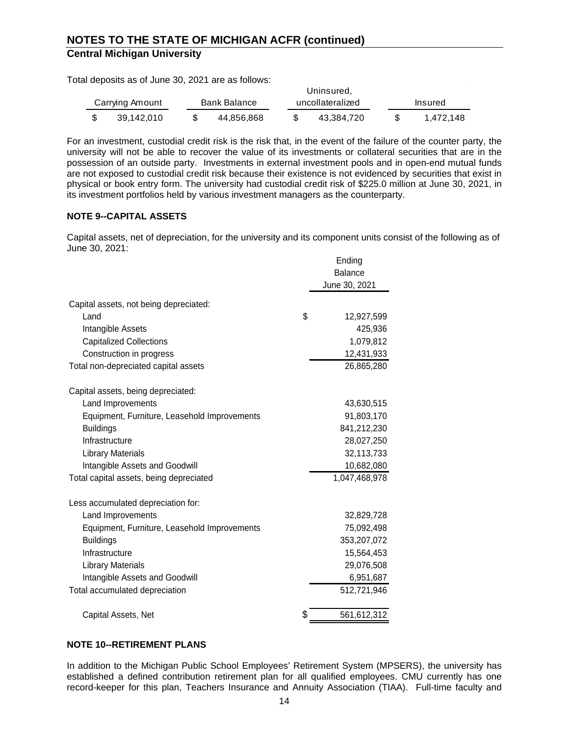# NOTES TO THE STATE OF MICHIGAN ACFR (continued)

## Central Michigan University

Total deposits as of June 30, 2021 are as follows:

| Carrying Amount | Bank Balance | Uninsured, uncollateralized | Insured |
|---|---|---|---|
| $ 39,142,010 | $ 44,856,868 | $ 43,384,720 | $ 1,472,148 |

For an investment, custodial credit risk is the risk that, in the event of the failure of the counter party, the university will not be able to recover the value of its investments or collateral securities that are in the possession of an outside party. Investments in external investment pools and in open-end mutual funds are not exposed to custodial credit risk because their existence is not evidenced by securities that exist in physical or book entry form. The university had custodial credit risk of $225.0 million at June 30, 2021, in its investment portfolios held by various investment managers as the counterparty.

### NOTE 9--CAPITAL ASSETS

Capital assets, net of depreciation, for the university and its component units consist of the following as of June 30, 2021:

| | Ending Balance June 30, 2021 |
|---|---|
| Capital assets, not being depreciated: | |
| Land | $ 12,927,599 |
| Intangible Assets | 425,936 |
| Capitalized Collections | 1,079,812 |
| Construction in progress | 12,431,933 |
| Total non-depreciated capital assets | 26,865,280 |
| Capital assets, being depreciated: | |
| Land Improvements | 43,630,515 |
| Equipment, Furniture, Leasehold Improvements | 91,803,170 |
| Buildings | 841,212,230 |
| Infrastructure | 28,027,250 |
| Library Materials | 32,113,733 |
| Intangible Assets and Goodwill | 10,682,080 |
| Total capital assets, being depreciated | 1,047,468,978 |
| Less accumulated depreciation for: | |
| Land Improvements | 32,829,728 |
| Equipment, Furniture, Leasehold Improvements | 75,092,498 |
| Buildings | 353,207,072 |
| Infrastructure | 15,564,453 |
| Library Materials | 29,076,508 |
| Intangible Assets and Goodwill | 6,951,687 |
| Total accumulated depreciation | 512,721,946 |
| Capital Assets, Net | $ 561,612,312 |

### NOTE 10--RETIREMENT PLANS

In addition to the Michigan Public School Employees' Retirement System (MPSERS), the university has established a defined contribution retirement plan for all qualified employees. CMU currently has one record-keeper for this plan, Teachers Insurance and Annuity Association (TIAA). Full-time faculty and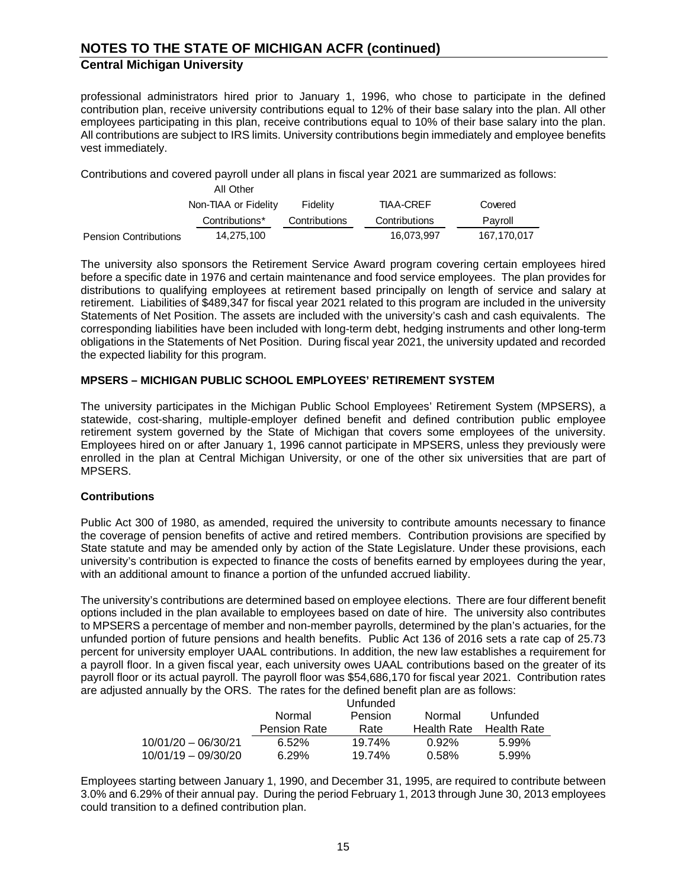## NOTES TO THE STATE OF MICHIGAN ACFR (continued)

### Central Michigan University

professional administrators hired prior to January 1, 1996, who chose to participate in the defined contribution plan, receive university contributions equal to 12% of their base salary into the plan. All other employees participating in this plan, receive contributions equal to 10% of their base salary into the plan. All contributions are subject to IRS limits. University contributions begin immediately and employee benefits vest immediately.

Contributions and covered payroll under all plans in fiscal year 2021 are summarized as follows:

| | All Other Non-TIAA or Fidelity Contributions* | Fidelity Contributions | TIAA-CREF Contributions | Covered Payroll |
|---|---|---|---|---|
| Pension Contributions | 14,275,100 | | 16,073,997 | 167,170,017 |

The university also sponsors the Retirement Service Award program covering certain employees hired before a specific date in 1976 and certain maintenance and food service employees. The plan provides for distributions to qualifying employees at retirement based principally on length of service and salary at retirement. Liabilities of $489,347 for fiscal year 2021 related to this program are included in the university Statements of Net Position. The assets are included with the university's cash and cash equivalents. The corresponding liabilities have been included with long-term debt, hedging instruments and other long-term obligations in the Statements of Net Position. During fiscal year 2021, the university updated and recorded the expected liability for this program.

**MPSERS – MICHIGAN PUBLIC SCHOOL EMPLOYEES' RETIREMENT SYSTEM**

The university participates in the Michigan Public School Employees' Retirement System (MPSERS), a statewide, cost-sharing, multiple-employer defined benefit and defined contribution public employee retirement system governed by the State of Michigan that covers some employees of the university. Employees hired on or after January 1, 1996 cannot participate in MPSERS, unless they previously were enrolled in the plan at Central Michigan University, or one of the other six universities that are part of MPSERS.

**Contributions**

Public Act 300 of 1980, as amended, required the university to contribute amounts necessary to finance the coverage of pension benefits of active and retired members. Contribution provisions are specified by State statute and may be amended only by action of the State Legislature. Under these provisions, each university's contribution is expected to finance the costs of benefits earned by employees during the year, with an additional amount to finance a portion of the unfunded accrued liability.

The university's contributions are determined based on employee elections. There are four different benefit options included in the plan available to employees based on date of hire. The university also contributes to MPSERS a percentage of member and non-member payrolls, determined by the plan's actuaries, for the unfunded portion of future pensions and health benefits. Public Act 136 of 2016 sets a rate cap of 25.73 percent for university employer UAAL contributions. In addition, the new law establishes a requirement for a payroll floor. In a given fiscal year, each university owes UAAL contributions based on the greater of its payroll floor or its actual payroll. The payroll floor was $54,686,170 for fiscal year 2021. Contribution rates are adjusted annually by the ORS. The rates for the defined benefit plan are as follows:

| | Normal Pension Rate | Unfunded Pension Rate | Normal Health Rate | Unfunded Health Rate |
|---|---|---|---|---|
| 10/01/20 – 06/30/21 | 6.52% | 19.74% | 0.92% | 5.99% |
| 10/01/19 – 09/30/20 | 6.29% | 19.74% | 0.58% | 5.99% |

Employees starting between January 1, 1990, and December 31, 1995, are required to contribute between 3.0% and 6.29% of their annual pay. During the period February 1, 2013 through June 30, 2013 employees could transition to a defined contribution plan.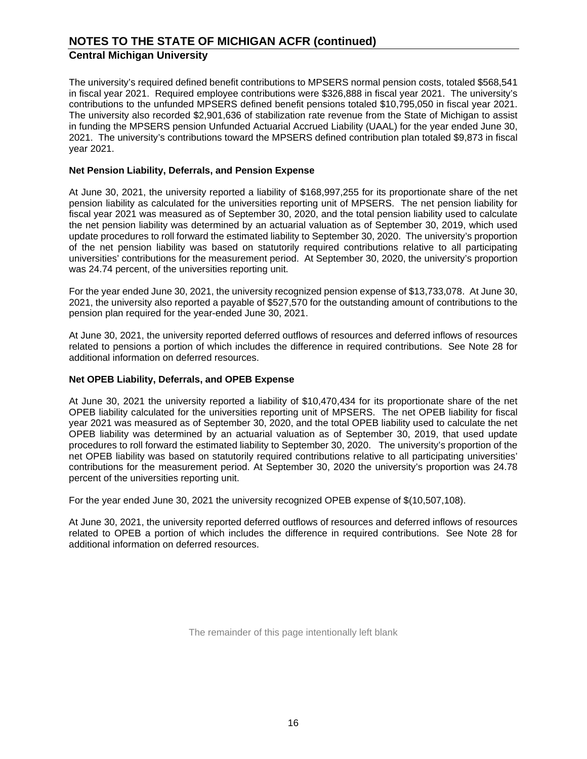# NOTES TO THE STATE OF MICHIGAN ACFR (continued)

## Central Michigan University

The university's required defined benefit contributions to MPSERS normal pension costs, totaled $568,541 in fiscal year 2021. Required employee contributions were $326,888 in fiscal year 2021. The university's contributions to the unfunded MPSERS defined benefit pensions totaled $10,795,050 in fiscal year 2021. The university also recorded $2,901,636 of stabilization rate revenue from the State of Michigan to assist in funding the MPSERS pension Unfunded Actuarial Accrued Liability (UAAL) for the year ended June 30, 2021. The university's contributions toward the MPSERS defined contribution plan totaled $9,873 in fiscal year 2021.

**Net Pension Liability, Deferrals, and Pension Expense**

At June 30, 2021, the university reported a liability of $168,997,255 for its proportionate share of the net pension liability as calculated for the universities reporting unit of MPSERS. The net pension liability for fiscal year 2021 was measured as of September 30, 2020, and the total pension liability used to calculate the net pension liability was determined by an actuarial valuation as of September 30, 2019, which used update procedures to roll forward the estimated liability to September 30, 2020. The university's proportion of the net pension liability was based on statutorily required contributions relative to all participating universities' contributions for the measurement period. At September 30, 2020, the university's proportion was 24.74 percent, of the universities reporting unit.

For the year ended June 30, 2021, the university recognized pension expense of $13,733,078. At June 30, 2021, the university also reported a payable of $527,570 for the outstanding amount of contributions to the pension plan required for the year-ended June 30, 2021.

At June 30, 2021, the university reported deferred outflows of resources and deferred inflows of resources related to pensions a portion of which includes the difference in required contributions. See Note 28 for additional information on deferred resources.

**Net OPEB Liability, Deferrals, and OPEB Expense**

At June 30, 2021 the university reported a liability of $10,470,434 for its proportionate share of the net OPEB liability calculated for the universities reporting unit of MPSERS. The net OPEB liability for fiscal year 2021 was measured as of September 30, 2020, and the total OPEB liability used to calculate the net OPEB liability was determined by an actuarial valuation as of September 30, 2019, that used update procedures to roll forward the estimated liability to September 30, 2020. The university's proportion of the net OPEB liability was based on statutorily required contributions relative to all participating universities' contributions for the measurement period. At September 30, 2020 the university's proportion was 24.78 percent of the universities reporting unit.

For the year ended June 30, 2021 the university recognized OPEB expense of $(10,507,108).

At June 30, 2021, the university reported deferred outflows of resources and deferred inflows of resources related to OPEB a portion of which includes the difference in required contributions. See Note 28 for additional information on deferred resources.

The remainder of this page intentionally left blank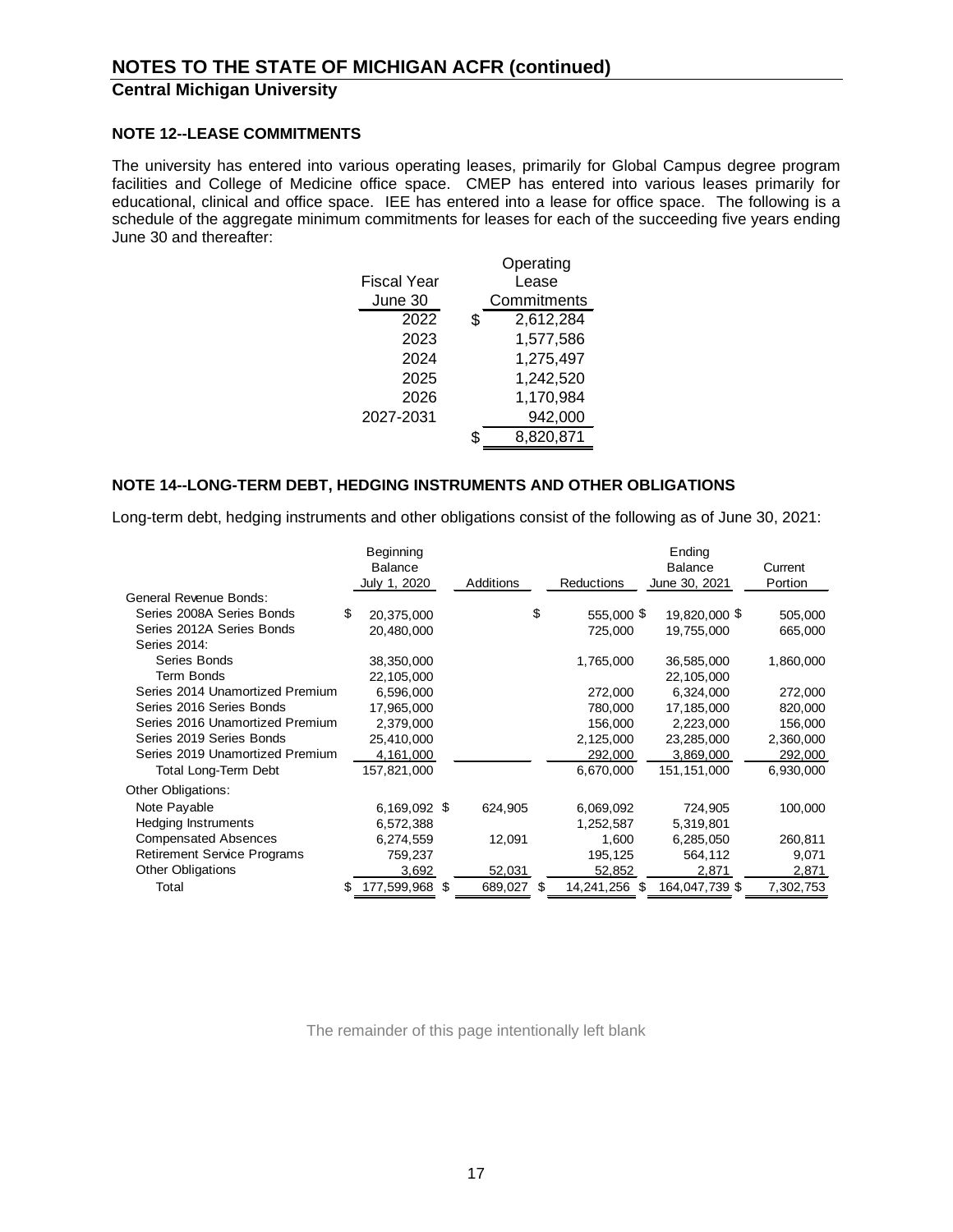## NOTE 12--LEASE COMMITMENTS

The university has entered into various operating leases, primarily for Global Campus degree program facilities and College of Medicine office space. CMEP has entered into various leases primarily for educational, clinical and office space. IEE has entered into a lease for office space. The following is a schedule of the aggregate minimum commitments for leases for each of the succeeding five years ending June 30 and thereafter:

| Fiscal Year June 30 | Operating Lease Commitments |
|---|---|
| 2022 | $ 2,612,284 |
| 2023 | 1,577,586 |
| 2024 | 1,275,497 |
| 2025 | 1,242,520 |
| 2026 | 1,170,984 |
| 2027-2031 | 942,000 |
| | $ 8,820,871 |

## NOTE 14--LONG-TERM DEBT, HEDGING INSTRUMENTS AND OTHER OBLIGATIONS

Long-term debt, hedging instruments and other obligations consist of the following as of June 30, 2021:

| | Beginning Balance July 1, 2020 | Additions | Reductions | Ending Balance June 30, 2021 | Current Portion |
|---|---|---|---|---|---|
| General Revenue Bonds: | | | | | |
| Series 2008A Series Bonds | $ 20,375,000 | | $ 555,000 | $ 19,820,000 | $ 505,000 |
| Series 2012A Series Bonds | 20,480,000 | | 725,000 | 19,755,000 | 665,000 |
| Series 2014: | | | | | |
| Series Bonds | 38,350,000 | | 1,765,000 | 36,585,000 | 1,860,000 |
| Term Bonds | 22,105,000 | | | 22,105,000 | |
| Series 2014 Unamortized Premium | 6,596,000 | | 272,000 | 6,324,000 | 272,000 |
| Series 2016 Series Bonds | 17,965,000 | | 780,000 | 17,185,000 | 820,000 |
| Series 2016 Unamortized Premium | 2,379,000 | | 156,000 | 2,223,000 | 156,000 |
| Series 2019 Series Bonds | 25,410,000 | | 2,125,000 | 23,285,000 | 2,360,000 |
| Series 2019 Unamortized Premium | 4,161,000 | | 292,000 | 3,869,000 | 292,000 |
| Total Long-Term Debt | 157,821,000 | | 6,670,000 | 151,151,000 | 6,930,000 |
| Other Obligations: | | | | | |
| Note Payable | 6,169,092 | $ 624,905 | 6,069,092 | 724,905 | 100,000 |
| Hedging Instruments | 6,572,388 | | 1,252,587 | 5,319,801 | |
| Compensated Absences | 6,274,559 | 12,091 | 1,600 | 6,285,050 | 260,811 |
| Retirement Service Programs | 759,237 | | 195,125 | 564,112 | 9,071 |
| Other Obligations | 3,692 | 52,031 | 52,852 | 2,871 | 2,871 |
| Total | $ 177,599,968 | $ 689,027 | $ 14,241,256 | $ 164,047,739 | $ 7,302,753 |

The remainder of this page intentionally left blank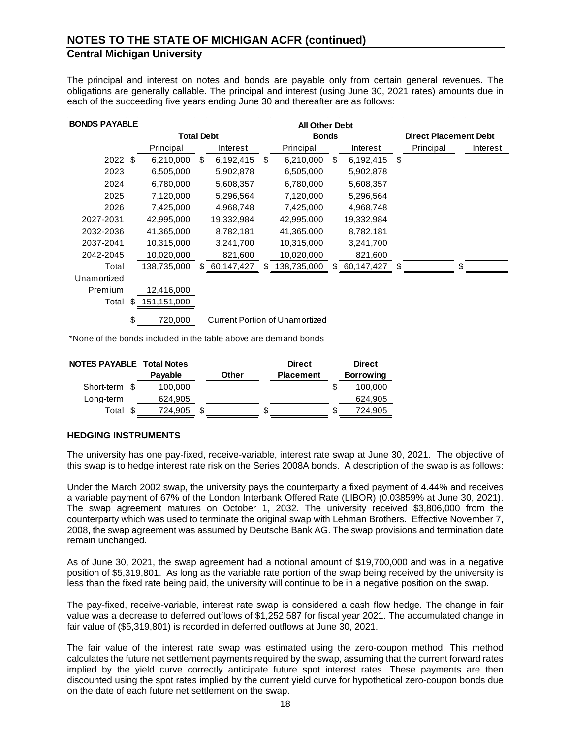## NOTES TO THE STATE OF MICHIGAN ACFR (continued)

### Central Michigan University

The principal and interest on notes and bonds are payable only from certain general revenues. The obligations are generally callable. The principal and interest (using June 30, 2021 rates) amounts due in each of the succeeding five years ending June 30 and thereafter are as follows:

**BONDS PAYABLE**

| | Total Debt | | All Other Debt Bonds | | Direct Placement Debt | |
|---|---|---|---|---|---|---|
| | Principal | Interest | Principal | Interest | Principal | Interest |
| 2022 | $ 6,210,000 | $ 6,192,415 | $ 6,210,000 | $ 6,192,415 | $ | |
| 2023 | 6,505,000 | 5,902,878 | 6,505,000 | 5,902,878 | | |
| 2024 | 6,780,000 | 5,608,357 | 6,780,000 | 5,608,357 | | |
| 2025 | 7,120,000 | 5,296,564 | 7,120,000 | 5,296,564 | | |
| 2026 | 7,425,000 | 4,968,748 | 7,425,000 | 4,968,748 | | |
| 2027-2031 | 42,995,000 | 19,332,984 | 42,995,000 | 19,332,984 | | |
| 2032-2036 | 41,365,000 | 8,782,181 | 41,365,000 | 8,782,181 | | |
| 2037-2041 | 10,315,000 | 3,241,700 | 10,315,000 | 3,241,700 | | |
| 2042-2045 | 10,020,000 | 821,600 | 10,020,000 | 821,600 | | |
| Total | 138,735,000 | $ 60,147,427 | $ 138,735,000 | $ 60,147,427 | $ | $ |
| Unamortized Premium | 12,416,000 | | | | | |
| Total | $ 151,151,000 | | | | | |
| | $ 720,000 | Current Portion of Unamortized | | | | |

*None of the bonds included in the table above are demand bonds

| NOTES PAYABLE | Total Notes Payable | Other | Direct Placement | Direct Borrowing |
|---|---|---|---|---|
| Short-term | $ 100,000 | | | $ 100,000 |
| Long-term | 624,905 | | | 624,905 |
| Total | $ 724,905 | $ | $ | $ 724,905 |

### HEDGING INSTRUMENTS

The university has one pay-fixed, receive-variable, interest rate swap at June 30, 2021. The objective of this swap is to hedge interest rate risk on the Series 2008A bonds. A description of the swap is as follows:

Under the March 2002 swap, the university pays the counterparty a fixed payment of 4.44% and receives a variable payment of 67% of the London Interbank Offered Rate (LIBOR) (0.03859% at June 30, 2021). The swap agreement matures on October 1, 2032. The university received $3,806,000 from the counterparty which was used to terminate the original swap with Lehman Brothers. Effective November 7, 2008, the swap agreement was assumed by Deutsche Bank AG. The swap provisions and termination date remain unchanged.

As of June 30, 2021, the swap agreement had a notional amount of $19,700,000 and was in a negative position of $5,319,801. As long as the variable rate portion of the swap being received by the university is less than the fixed rate being paid, the university will continue to be in a negative position on the swap.

The pay-fixed, receive-variable, interest rate swap is considered a cash flow hedge. The change in fair value was a decrease to deferred outflows of $1,252,587 for fiscal year 2021. The accumulated change in fair value of ($5,319,801) is recorded in deferred outflows at June 30, 2021.

The fair value of the interest rate swap was estimated using the zero-coupon method. This method calculates the future net settlement payments required by the swap, assuming that the current forward rates implied by the yield curve correctly anticipate future spot interest rates. These payments are then discounted using the spot rates implied by the current yield curve for hypothetical zero-coupon bonds due on the date of each future net settlement on the swap.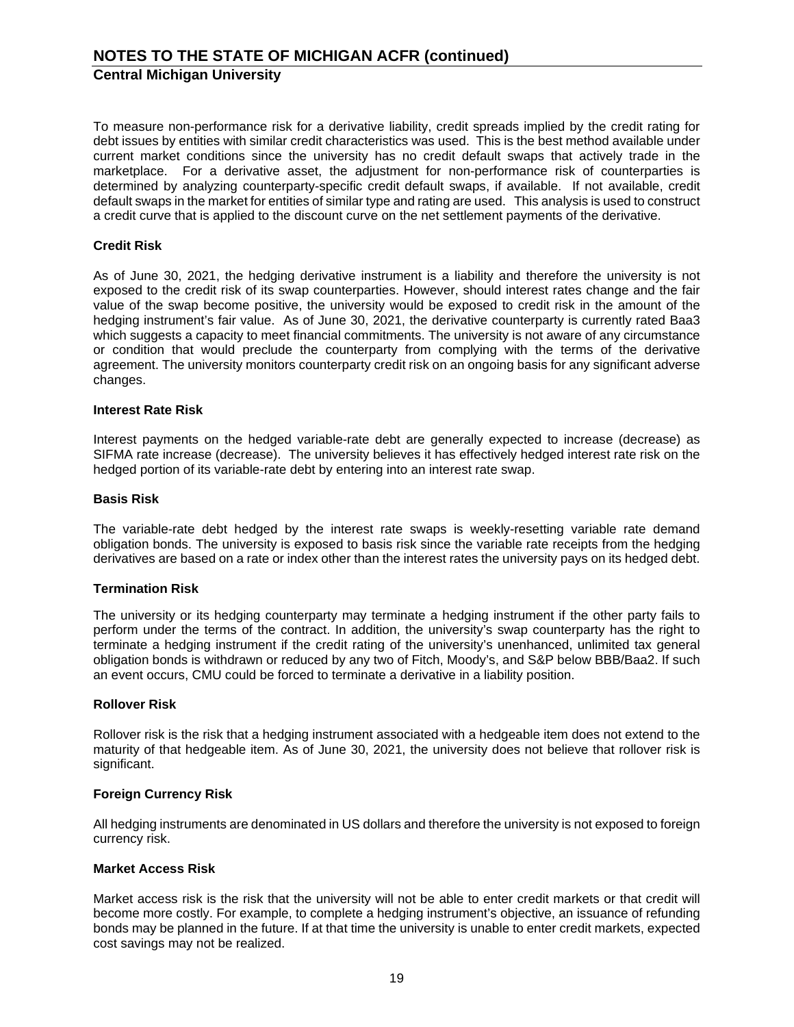To measure non-performance risk for a derivative liability, credit spreads implied by the credit rating for debt issues by entities with similar credit characteristics was used. This is the best method available under current market conditions since the university has no credit default swaps that actively trade in the marketplace. For a derivative asset, the adjustment for non-performance risk of counterparties is determined by analyzing counterparty-specific credit default swaps, if available. If not available, credit default swaps in the market for entities of similar type and rating are used. This analysis is used to construct a credit curve that is applied to the discount curve on the net settlement payments of the derivative.

**Credit Risk**

As of June 30, 2021, the hedging derivative instrument is a liability and therefore the university is not exposed to the credit risk of its swap counterparties. However, should interest rates change and the fair value of the swap become positive, the university would be exposed to credit risk in the amount of the hedging instrument's fair value. As of June 30, 2021, the derivative counterparty is currently rated Baa3 which suggests a capacity to meet financial commitments. The university is not aware of any circumstance or condition that would preclude the counterparty from complying with the terms of the derivative agreement. The university monitors counterparty credit risk on an ongoing basis for any significant adverse changes.

**Interest Rate Risk**

Interest payments on the hedged variable-rate debt are generally expected to increase (decrease) as SIFMA rate increase (decrease). The university believes it has effectively hedged interest rate risk on the hedged portion of its variable-rate debt by entering into an interest rate swap.

**Basis Risk**

The variable-rate debt hedged by the interest rate swaps is weekly-resetting variable rate demand obligation bonds. The university is exposed to basis risk since the variable rate receipts from the hedging derivatives are based on a rate or index other than the interest rates the university pays on its hedged debt.

**Termination Risk**

The university or its hedging counterparty may terminate a hedging instrument if the other party fails to perform under the terms of the contract. In addition, the university's swap counterparty has the right to terminate a hedging instrument if the credit rating of the university's unenhanced, unlimited tax general obligation bonds is withdrawn or reduced by any two of Fitch, Moody's, and S&P below BBB/Baa2. If such an event occurs, CMU could be forced to terminate a derivative in a liability position.

**Rollover Risk**

Rollover risk is the risk that a hedging instrument associated with a hedgeable item does not extend to the maturity of that hedgeable item. As of June 30, 2021, the university does not believe that rollover risk is significant.

**Foreign Currency Risk**

All hedging instruments are denominated in US dollars and therefore the university is not exposed to foreign currency risk.

**Market Access Risk**

Market access risk is the risk that the university will not be able to enter credit markets or that credit will become more costly. For example, to complete a hedging instrument's objective, an issuance of refunding bonds may be planned in the future. If at that time the university is unable to enter credit markets, expected cost savings may not be realized.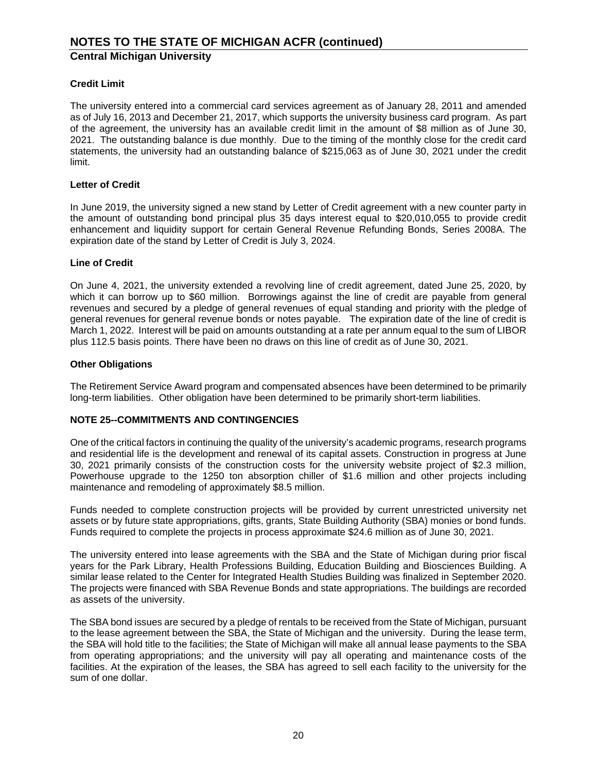# NOTES TO THE STATE OF MICHIGAN ACFR (continued)

## Central Michigan University

**Credit Limit**

The university entered into a commercial card services agreement as of January 28, 2011 and amended as of July 16, 2013 and December 21, 2017, which supports the university business card program. As part of the agreement, the university has an available credit limit in the amount of $8 million as of June 30, 2021. The outstanding balance is due monthly. Due to the timing of the monthly close for the credit card statements, the university had an outstanding balance of $215,063 as of June 30, 2021 under the credit limit.

**Letter of Credit**

In June 2019, the university signed a new stand by Letter of Credit agreement with a new counter party in the amount of outstanding bond principal plus 35 days interest equal to $20,010,055 to provide credit enhancement and liquidity support for certain General Revenue Refunding Bonds, Series 2008A. The expiration date of the stand by Letter of Credit is July 3, 2024.

**Line of Credit**

On June 4, 2021, the university extended a revolving line of credit agreement, dated June 25, 2020, by which it can borrow up to $60 million. Borrowings against the line of credit are payable from general revenues and secured by a pledge of general revenues of equal standing and priority with the pledge of general revenues for general revenue bonds or notes payable. The expiration date of the line of credit is March 1, 2022. Interest will be paid on amounts outstanding at a rate per annum equal to the sum of LIBOR plus 112.5 basis points. There have been no draws on this line of credit as of June 30, 2021.

**Other Obligations**

The Retirement Service Award program and compensated absences have been determined to be primarily long-term liabilities. Other obligation have been determined to be primarily short-term liabilities.

**NOTE 25--COMMITMENTS AND CONTINGENCIES**

One of the critical factors in continuing the quality of the university's academic programs, research programs and residential life is the development and renewal of its capital assets. Construction in progress at June 30, 2021 primarily consists of the construction costs for the university website project of $2.3 million, Powerhouse upgrade to the 1250 ton absorption chiller of $1.6 million and other projects including maintenance and remodeling of approximately $8.5 million.

Funds needed to complete construction projects will be provided by current unrestricted university net assets or by future state appropriations, gifts, grants, State Building Authority (SBA) monies or bond funds. Funds required to complete the projects in process approximate $24.6 million as of June 30, 2021.

The university entered into lease agreements with the SBA and the State of Michigan during prior fiscal years for the Park Library, Health Professions Building, Education Building and Biosciences Building. A similar lease related to the Center for Integrated Health Studies Building was finalized in September 2020. The projects were financed with SBA Revenue Bonds and state appropriations. The buildings are recorded as assets of the university.

The SBA bond issues are secured by a pledge of rentals to be received from the State of Michigan, pursuant to the lease agreement between the SBA, the State of Michigan and the university. During the lease term, the SBA will hold title to the facilities; the State of Michigan will make all annual lease payments to the SBA from operating appropriations; and the university will pay all operating and maintenance costs of the facilities. At the expiration of the leases, the SBA has agreed to sell each facility to the university for the sum of one dollar.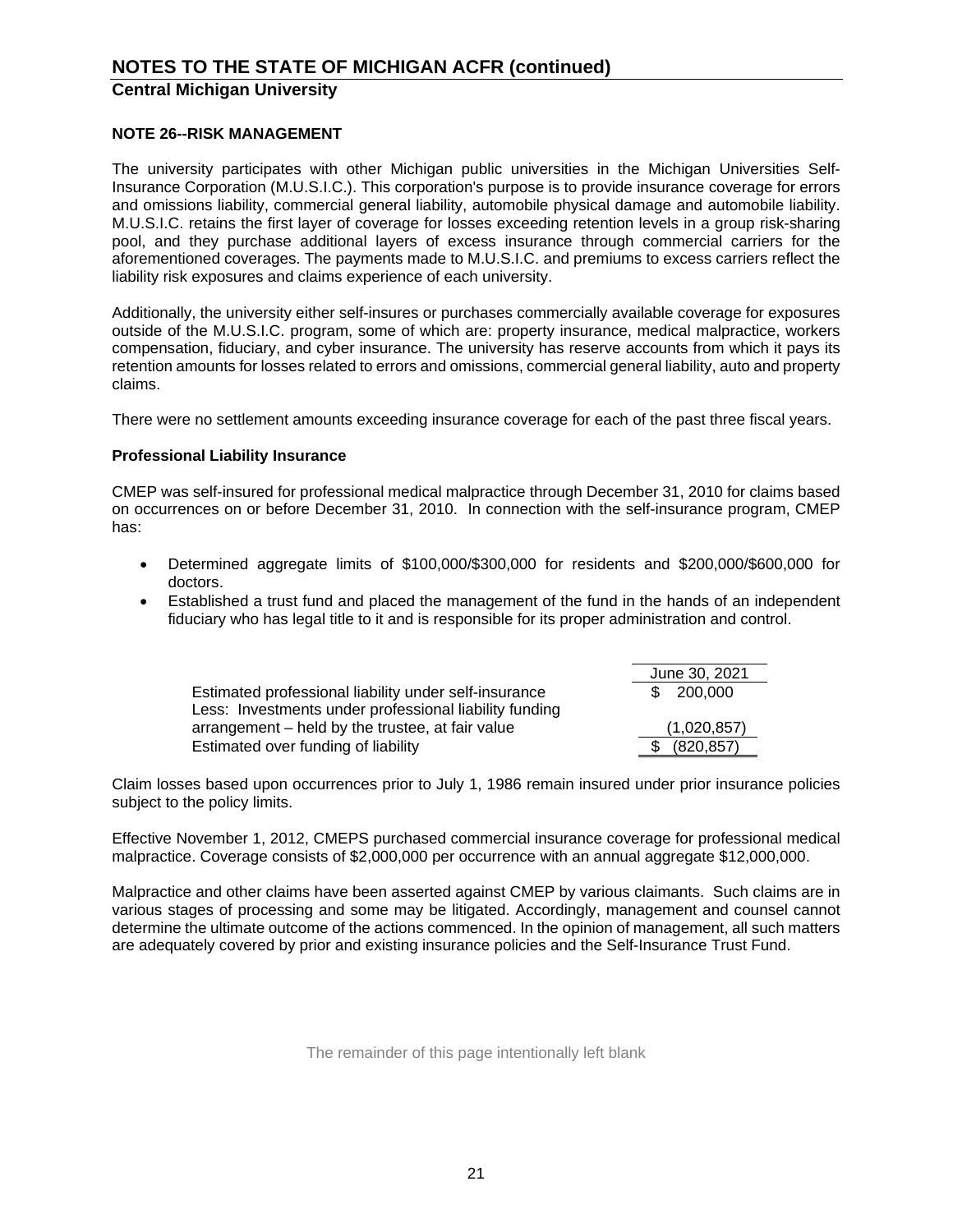# NOTES TO THE STATE OF MICHIGAN ACFR (continued)

## Central Michigan University

### NOTE 26--RISK MANAGEMENT

The university participates with other Michigan public universities in the Michigan Universities Self-Insurance Corporation (M.U.S.I.C.). This corporation's purpose is to provide insurance coverage for errors and omissions liability, commercial general liability, automobile physical damage and automobile liability. M.U.S.I.C. retains the first layer of coverage for losses exceeding retention levels in a group risk-sharing pool, and they purchase additional layers of excess insurance through commercial carriers for the aforementioned coverages. The payments made to M.U.S.I.C. and premiums to excess carriers reflect the liability risk exposures and claims experience of each university.

Additionally, the university either self-insures or purchases commercially available coverage for exposures outside of the M.U.S.I.C. program, some of which are: property insurance, medical malpractice, workers compensation, fiduciary, and cyber insurance. The university has reserve accounts from which it pays its retention amounts for losses related to errors and omissions, commercial general liability, auto and property claims.

There were no settlement amounts exceeding insurance coverage for each of the past three fiscal years.

**Professional Liability Insurance**

CMEP was self-insured for professional medical malpractice through December 31, 2010 for claims based on occurrences on or before December 31, 2010. In connection with the self-insurance program, CMEP has:

- Determined aggregate limits of $100,000/$300,000 for residents and $200,000/$600,000 for doctors.
- Established a trust fund and placed the management of the fund in the hands of an independent fiduciary who has legal title to it and is responsible for its proper administration and control.

| | June 30, 2021 |
|---|---|
| Estimated professional liability under self-insurance | $ 200,000 |
| Less: Investments under professional liability funding arrangement – held by the trustee, at fair value | (1,020,857) |
| Estimated over funding of liability | $ (820,857) |

Claim losses based upon occurrences prior to July 1, 1986 remain insured under prior insurance policies subject to the policy limits.

Effective November 1, 2012, CMEPS purchased commercial insurance coverage for professional medical malpractice. Coverage consists of $2,000,000 per occurrence with an annual aggregate $12,000,000.

Malpractice and other claims have been asserted against CMEP by various claimants. Such claims are in various stages of processing and some may be litigated. Accordingly, management and counsel cannot determine the ultimate outcome of the actions commenced. In the opinion of management, all such matters are adequately covered by prior and existing insurance policies and the Self-Insurance Trust Fund.

The remainder of this page intentionally left blank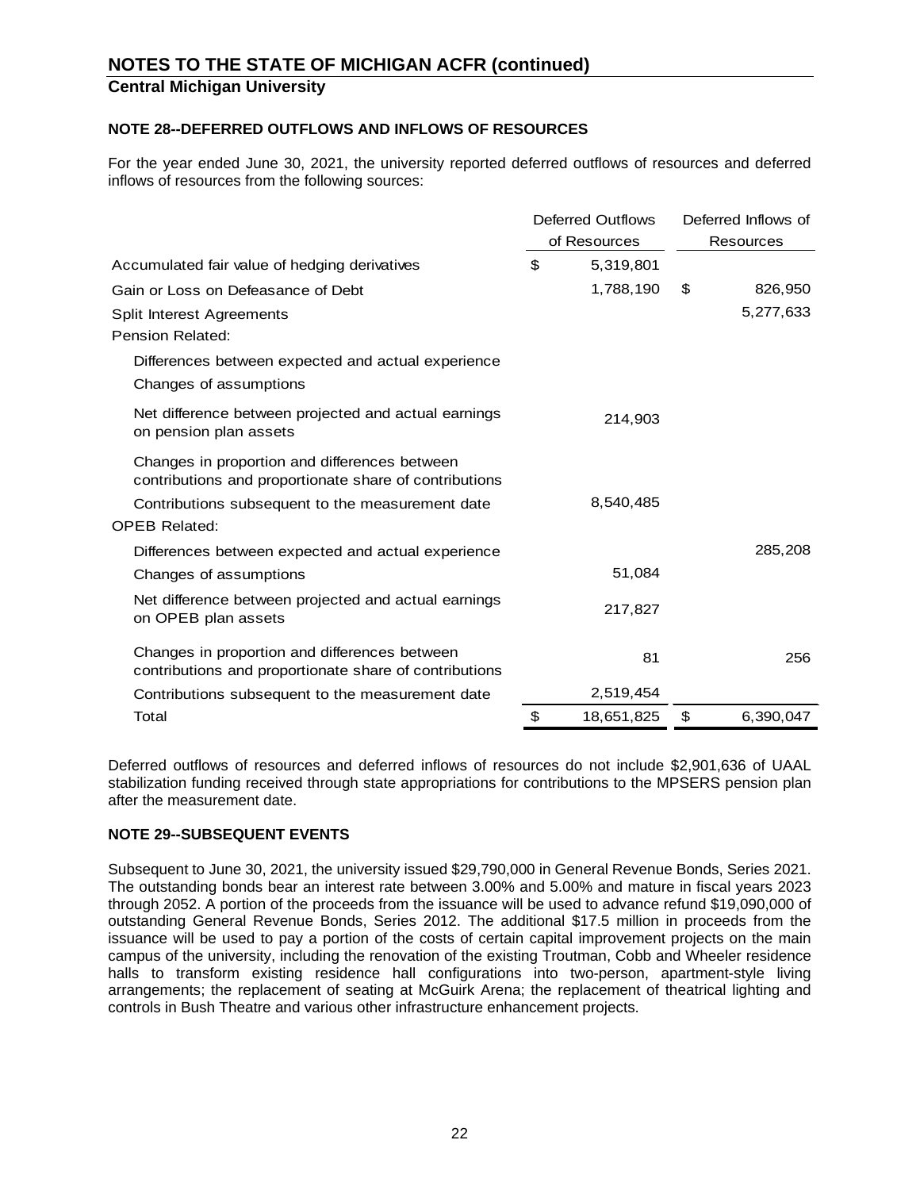# NOTES TO THE STATE OF MICHIGAN ACFR (continued)

## Central Michigan University

### NOTE 28--DEFERRED OUTFLOWS AND INFLOWS OF RESOURCES

For the year ended June 30, 2021, the university reported deferred outflows of resources and deferred inflows of resources from the following sources:

| | Deferred Outflows of Resources | Deferred Inflows of Resources |
|---|---|---|
| Accumulated fair value of hedging derivatives | $ 5,319,801 | |
| Gain or Loss on Defeasance of Debt | 1,788,190 | $ 826,950 |
| Split Interest Agreements | | 5,277,633 |
| Pension Related: | | |
| Differences between expected and actual experience | | |
| Changes of assumptions | | |
| Net difference between projected and actual earnings on pension plan assets | 214,903 | |
| Changes in proportion and differences between contributions and proportionate share of contributions | | |
| Contributions subsequent to the measurement date | 8,540,485 | |
| OPEB Related: | | |
| Differences between expected and actual experience | | 285,208 |
| Changes of assumptions | 51,084 | |
| Net difference between projected and actual earnings on OPEB plan assets | 217,827 | |
| Changes in proportion and differences between contributions and proportionate share of contributions | 81 | 256 |
| Contributions subsequent to the measurement date | 2,519,454 | |
| Total | $ 18,651,825 | $ 6,390,047 |

Deferred outflows of resources and deferred inflows of resources do not include $2,901,636 of UAAL stabilization funding received through state appropriations for contributions to the MPSERS pension plan after the measurement date.

### NOTE 29--SUBSEQUENT EVENTS

Subsequent to June 30, 2021, the university issued $29,790,000 in General Revenue Bonds, Series 2021. The outstanding bonds bear an interest rate between 3.00% and 5.00% and mature in fiscal years 2023 through 2052. A portion of the proceeds from the issuance will be used to advance refund $19,090,000 of outstanding General Revenue Bonds, Series 2012. The additional $17.5 million in proceeds from the issuance will be used to pay a portion of the costs of certain capital improvement projects on the main campus of the university, including the renovation of the existing Troutman, Cobb and Wheeler residence halls to transform existing residence hall configurations into two-person, apartment-style living arrangements; the replacement of seating at McGuirk Arena; the replacement of theatrical lighting and controls in Bush Theatre and various other infrastructure enhancement projects.